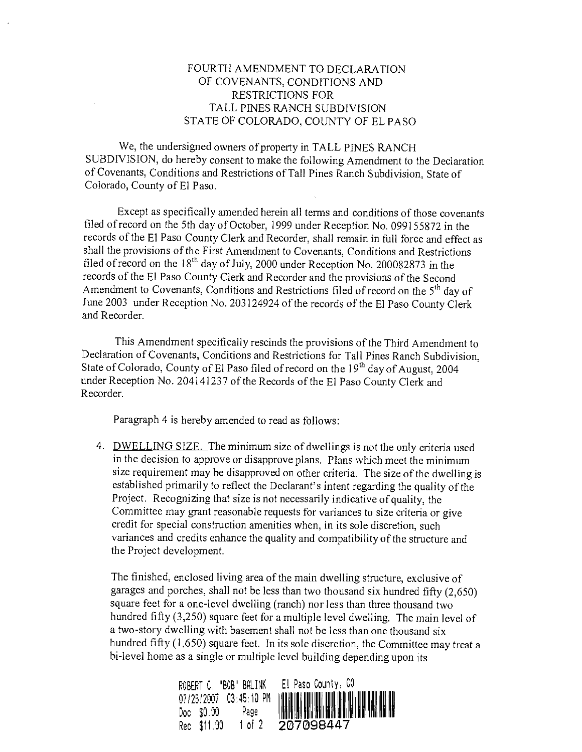# FOURTH AMENDMENT TO DECLARATION OF COVENANTS, CONDITIONS AND RESTRICTIONS FOR TALL PINES RANCH SUBDIVISION STATE OF COLORADO, COUNTY OF EL PASO

We, the undersigned owners of property in TALL PINES RANCH SUBDIVISION, do hereby consent to make the following Amendment to the Declaration of Covenants, Conditions and Restrictions of Tall Pines Ranch Subdivision, State of Colorado, County of El Paso.

Except as specifically amended herein all terms and conditions of those covenants filed of record on the 5th day of October, 1999 under Reception No. 099155872 in the records of the El Paso County Clerk and Recorder, shall remain in full force and effect as shall the provisions of the First Amendment to Covenants, Conditions and Restrictions filed of record on the 18th day of July, 2000 under Reception No. 200082873 in the records of the El Paso County Clerk and Recorder and the provisions of the Second Amendment to Covenants, Conditions and Restrictions filed of record on the 5th day of June 2003 under Reception No. 203124924 of the records of the El Paso County Clerk and Recorder.

This Amendment specifically rescinds the provisions of the Third Amendment to Declaration of Covenants, Conditions and Restrictions for Tall Pines Ranch Subdivision, State of Colorado, County of El Paso filed of record on the 19th day of August, 2004 under Reception No. 204141237 of the Records of the El Paso County Clerk and Recorder.

Paragraph 4 is hereby amended to read as follows:

4. DWELLING SIZE. The minimum size of dwellings is not the only criteria used in the decision to approve or disapprove plans. Plans which meet the minimum size requirement may be disapproved on other criteria. The size of the dwelling is established primarily to reflect the Declarant's intent regarding the quality of the Project. Recognizing that size is not necessarily indicative of quality, the Committee may grant reasonable requests for variances to size criteria or give credit for special construction amenities when, in its sole discretion, such variances and credits enhance the quality and compatibility of the structure and the Project development.

   The finished, enclosed living area of the main dwelling structure, exclusive of garages and porches, shall not be less than two thousand six hundred fifty (2,650) square feet for a one-level dwelling (ranch) nor less than three thousand two hundred fifty (3,250) square feet for a multiple level dwelling. The main level of a two-story dwelling with basement shall not be less than one thousand six hundred fifty (1,650) square feet. In its sole discretion, the Committee may treat a bi-level home as a single or multiple level building depending upon its

ROBERT C. "BOB" BALINK El Paso County, CO
07/25/2007 03:45:10 PM
Doc $0.00 Page
Rec $11.00 1 of 2 207098447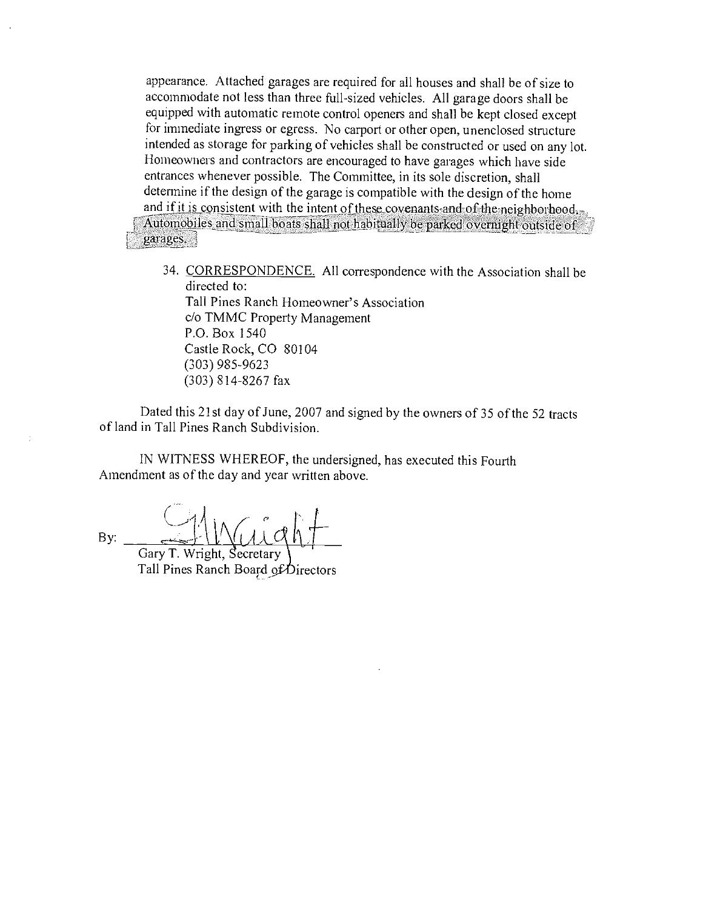appearance. Attached garages are required for all houses and shall be of size to accommodate not less than three full-sized vehicles. All garage doors shall be equipped with automatic remote control openers and shall be kept closed except for immediate ingress or egress. No carport or other open, unenclosed structure intended as storage for parking of vehicles shall be constructed or used on any lot. Homeowners and contractors are encouraged to have garages which have side entrances whenever possible. The Committee, in its sole discretion, shall determine if the design of the garage is compatible with the design of the home and if it is consistent with the intent of these covenants and of the neighborhood. Automobiles and small boats shall not habitually be parked overnight outside of garages.

34. CORRESPONDENCE. All correspondence with the Association shall be directed to:
    Tall Pines Ranch Homeowner's Association
    c/o TMMC Property Management
    P.O. Box 1540
    Castle Rock, CO 80104
    (303) 985-9623
    (303) 814-8267 fax

Dated this 21st day of June, 2007 and signed by the owners of 35 of the 52 tracts of land in Tall Pines Ranch Subdivision.

IN WITNESS WHEREOF, the undersigned, has executed this Fourth Amendment as of the day and year written above.

By: ______________________
Gary T. Wright, Secretary
Tall Pines Ranch Board of Directors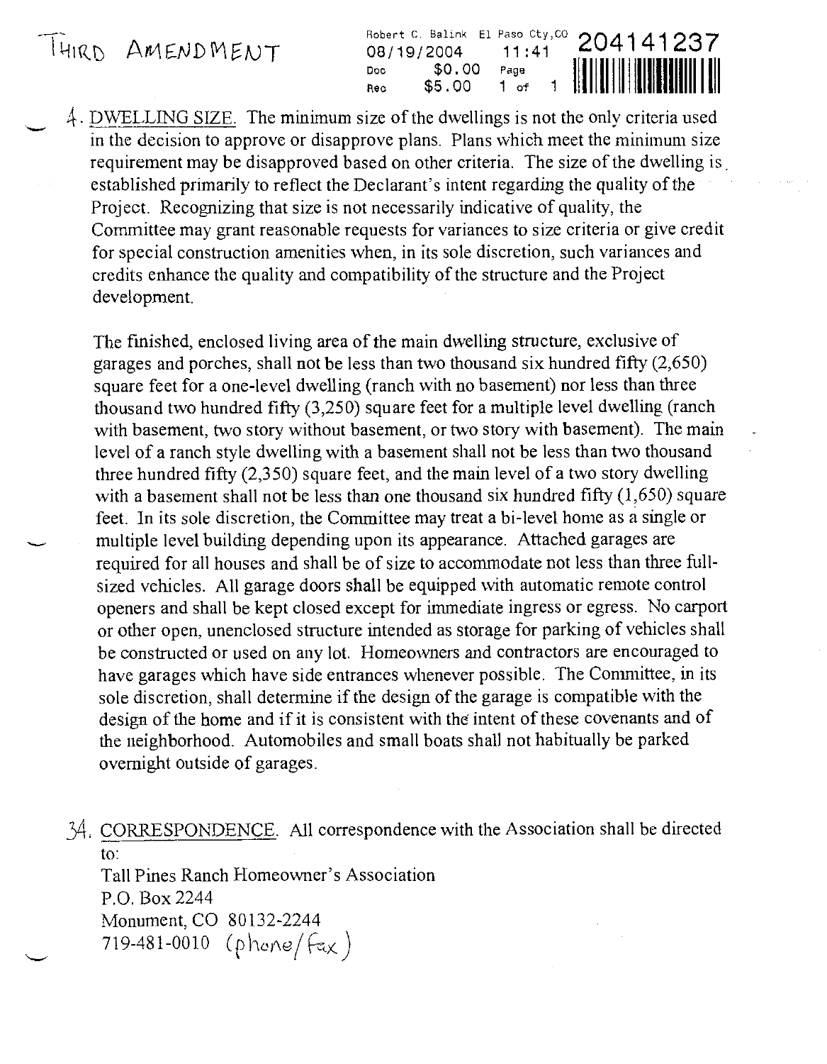# THIRD AMENDMENT

Robert C. Balink El Paso Cty,CO
08/19/2004 11:41
Doc $0.00 Page
Rec $5.00 1 of 1

204141237

4. DWELLING SIZE. The minimum size of the dwellings is not the only criteria used in the decision to approve or disapprove plans. Plans which meet the minimum size requirement may be disapproved based on other criteria. The size of the dwelling is established primarily to reflect the Declarant's intent regarding the quality of the Project. Recognizing that size is not necessarily indicative of quality, the Committee may grant reasonable requests for variances to size criteria or give credit for special construction amenities when, in its sole discretion, such variances and credits enhance the quality and compatibility of the structure and the Project development.

The finished, enclosed living area of the main dwelling structure, exclusive of garages and porches, shall not be less than two thousand six hundred fifty (2,650) square feet for a one-level dwelling (ranch with no basement) nor less than three thousand two hundred fifty (3,250) square feet for a multiple level dwelling (ranch with basement, two story without basement, or two story with basement). The main level of a ranch style dwelling with a basement shall not be less than two thousand three hundred fifty (2,350) square feet, and the main level of a two story dwelling with a basement shall not be less than one thousand six hundred fifty (1,650) square feet. In its sole discretion, the Committee may treat a bi-level home as a single or multiple level building depending upon its appearance. Attached garages are required for all houses and shall be of size to accommodate not less than three full-sized vehicles. All garage doors shall be equipped with automatic remote control openers and shall be kept closed except for immediate ingress or egress. No carport or other open, unenclosed structure intended as storage for parking of vehicles shall be constructed or used on any lot. Homeowners and contractors are encouraged to have garages which have side entrances whenever possible. The Committee, in its sole discretion, shall determine if the design of the garage is compatible with the design of the home and if it is consistent with the intent of these covenants and of the neighborhood. Automobiles and small boats shall not habitually be parked overnight outside of garages.

34. CORRESPONDENCE. All correspondence with the Association shall be directed to:
Tall Pines Ranch Homeowner's Association
P.O. Box 2244
Monument, CO 80132-2244
719-481-0010 (phone/fax)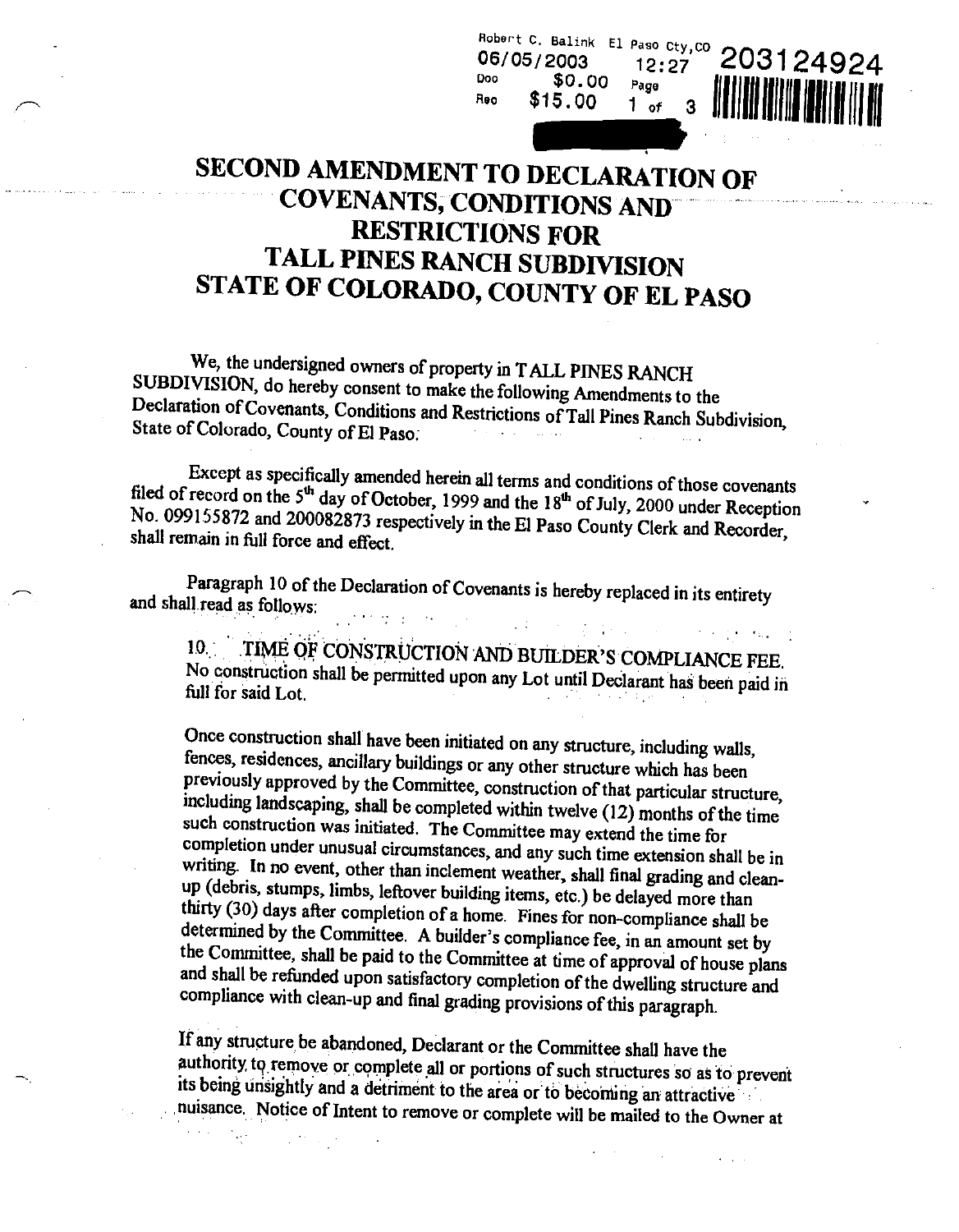Robert C. Balink El Paso Cty,CO
06/05/2003 12:27
Doc $0.00 Page
Rec $15.00 1 of 3
203124924

# SECOND AMENDMENT TO DECLARATION OF COVENANTS, CONDITIONS AND RESTRICTIONS FOR TALL PINES RANCH SUBDIVISION STATE OF COLORADO, COUNTY OF EL PASO

We, the undersigned owners of property in TALL PINES RANCH SUBDIVISION, do hereby consent to make the following Amendments to the Declaration of Covenants, Conditions and Restrictions of Tall Pines Ranch Subdivision, State of Colorado, County of El Paso:

Except as specifically amended herein all terms and conditions of those covenants filed of record on the 5th day of October, 1999 and the 18th of July, 2000 under Reception No. 099155872 and 200082873 respectively in the El Paso County Clerk and Recorder, shall remain in full force and effect.

Paragraph 10 of the Declaration of Covenants is hereby replaced in its entirety and shall read as follows:

> 10. TIME OF CONSTRUCTION AND BUILDER'S COMPLIANCE FEE. No construction shall be permitted upon any Lot until Declarant has been paid in full for said Lot.
>
> Once construction shall have been initiated on any structure, including walls, fences, residences, ancillary buildings or any other structure which has been previously approved by the Committee, construction of that particular structure, including landscaping, shall be completed within twelve (12) months of the time such construction was initiated. The Committee may extend the time for completion under unusual circumstances, and any such time extension shall be in writing. In no event, other than inclement weather, shall final grading and clean-up (debris, stumps, limbs, leftover building items, etc.) be delayed more than thirty (30) days after completion of a home. Fines for non-compliance shall be determined by the Committee. A builder's compliance fee, in an amount set by the Committee, shall be paid to the Committee at time of approval of house plans and shall be refunded upon satisfactory completion of the dwelling structure and compliance with clean-up and final grading provisions of this paragraph.
>
> If any structure be abandoned, Declarant or the Committee shall have the authority to remove or complete all or portions of such structures so as to prevent its being unsightly and a detriment to the area or to becoming an attractive nuisance. Notice of Intent to remove or complete will be mailed to the Owner at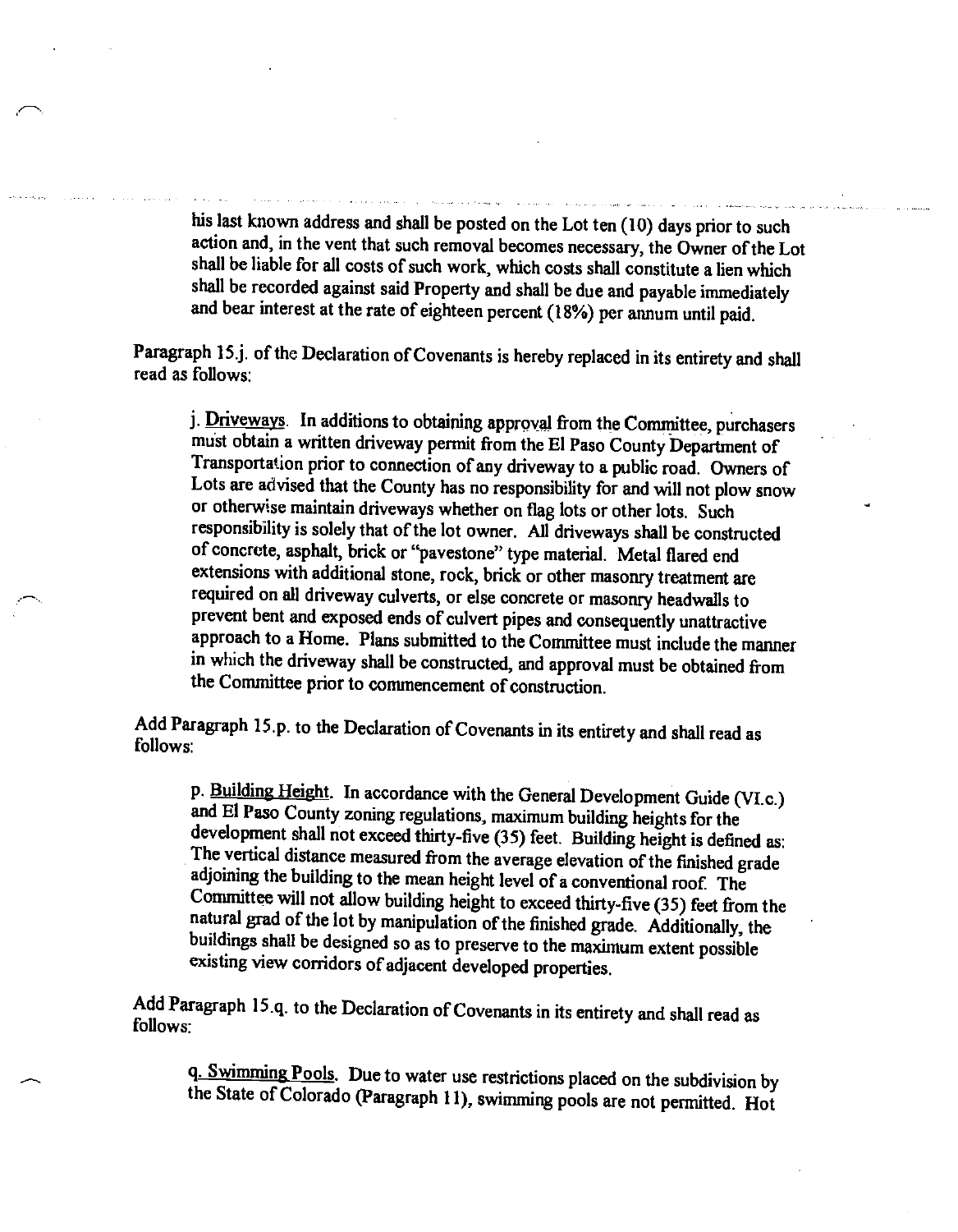his last known address and shall be posted on the Lot ten (10) days prior to such action and, in the vent that such removal becomes necessary, the Owner of the Lot shall be liable for all costs of such work, which costs shall constitute a lien which shall be recorded against said Property and shall be due and payable immediately and bear interest at the rate of eighteen percent (18%) per annum until paid.

Paragraph 15.j. of the Declaration of Covenants is hereby replaced in its entirety and shall read as follows:

> j. <u>Driveways</u>. In additions to obtaining approval from the Committee, purchasers must obtain a written driveway permit from the El Paso County Department of Transportation prior to connection of any driveway to a public road. Owners of Lots are advised that the County has no responsibility for and will not plow snow or otherwise maintain driveways whether on flag lots or other lots. Such responsibility is solely that of the lot owner. All driveways shall be constructed of concrete, asphalt, brick or "pavestone" type material. Metal flared end extensions with additional stone, rock, brick or other masonry treatment are required on all driveway culverts, or else concrete or masonry headwalls to prevent bent and exposed ends of culvert pipes and consequently unattractive approach to a Home. Plans submitted to the Committee must include the manner in which the driveway shall be constructed, and approval must be obtained from the Committee prior to commencement of construction.

Add Paragraph 15.p. to the Declaration of Covenants in its entirety and shall read as follows:

> p. <u>Building Height</u>. In accordance with the General Development Guide (VI.c.) and El Paso County zoning regulations, maximum building heights for the development shall not exceed thirty-five (35) feet. Building height is defined as: The vertical distance measured from the average elevation of the finished grade adjoining the building to the mean height level of a conventional roof. The Committee will not allow building height to exceed thirty-five (35) feet from the natural grad of the lot by manipulation of the finished grade. Additionally, the buildings shall be designed so as to preserve to the maximum extent possible existing view corridors of adjacent developed properties.

Add Paragraph 15.q. to the Declaration of Covenants in its entirety and shall read as follows:

> q. <u>Swimming Pools</u>. Due to water use restrictions placed on the subdivision by the State of Colorado (Paragraph 11), swimming pools are not permitted. Hot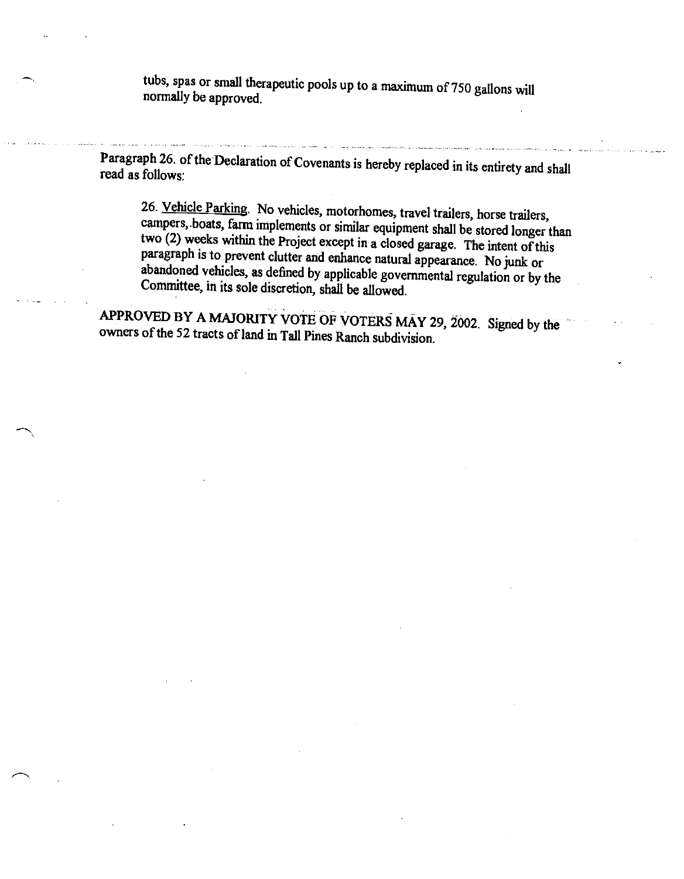tubs, spas or small therapeutic pools up to a maximum of 750 gallons will normally be approved.

Paragraph 26. of the Declaration of Covenants is hereby replaced in its entirety and shall read as follows:

26. Vehicle Parking. No vehicles, motorhomes, travel trailers, horse trailers, campers, boats, farm implements or similar equipment shall be stored longer than two (2) weeks within the Project except in a closed garage. The intent of this paragraph is to prevent clutter and enhance natural appearance. No junk or abandoned vehicles, as defined by applicable governmental regulation or by the Committee, in its sole discretion, shall be allowed.

**APPROVED BY A MAJORITY VOTE OF VOTERS MAY 29, 2002.** Signed by the owners of the 52 tracts of land in Tall Pines Ranch subdivision.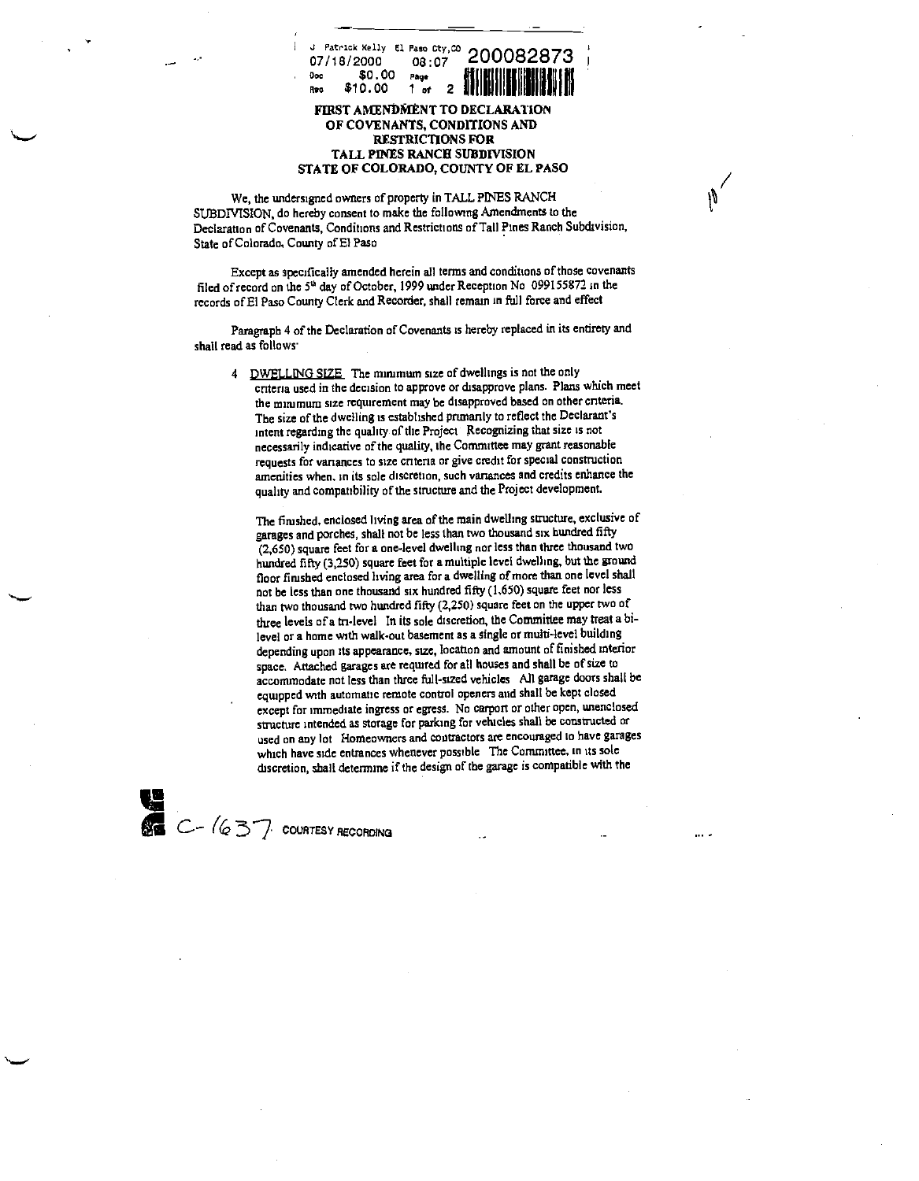J Patrick Kelly El Paso Cty,CO
07/18/2000 08:07 200082873
Doc $0.00 Page
Rec $10.00 1 of 2

# FIRST AMENDMENT TO DECLARATION OF COVENANTS, CONDITIONS AND RESTRICTIONS FOR TALL PINES RANCH SUBDIVISION STATE OF COLORADO, COUNTY OF EL PASO

We, the undersigned owners of property in TALL PINES RANCH SUBDIVISION, do hereby consent to make the following Amendments to the Declaration of Covenants, Conditions and Restrictions of Tall Pines Ranch Subdivision, State of Colorado, County of El Paso

Except as specifically amended herein all terms and conditions of those covenants filed of record on the 5th day of October, 1999 under Reception No 099155872 in the records of El Paso County Clerk and Recorder, shall remain in full force and effect

Paragraph 4 of the Declaration of Covenants is hereby replaced in its entirety and shall read as follows:

4 DWELLING SIZE The minimum size of dwellings is not the only criteria used in the decision to approve or disapprove plans. Plans which meet the minimum size requirement may be disapproved based on other criteria. The size of the dwelling is established primarily to reflect the Declarant's intent regarding the quality of the Project Recognizing that size is not necessarily indicative of the quality, the Committee may grant reasonable requests for variances to size criteria or give credit for special construction amenities when, in its sole discretion, such variances and credits enhance the quality and compatibility of the structure and the Project development.

The finished, enclosed living area of the main dwelling structure, exclusive of garages and porches, shall not be less than two thousand six hundred fifty (2,650) square feet for a one-level dwelling nor less than three thousand two hundred fifty (3,250) square feet for a multiple level dwelling, but the ground floor finished enclosed living area for a dwelling of more than one level shall not be less than one thousand six hundred fifty (1,650) square feet nor less than two thousand two hundred fifty (2,250) square feet on the upper two of three levels of a tri-level In its sole discretion, the Committee may treat a bi-level or a home with walk-out basement as a single or multi-level building depending upon its appearance, size, location and amount of finished interior space. Attached garages are required for all houses and shall be of size to accommodate not less than three full-sized vehicles All garage doors shall be equipped with automatic remote control openers and shall be kept closed except for immediate ingress or egress. No carport or other open, unenclosed structure intended as storage for parking for vehicles shall be constructed or used on any lot Homeowners and contractors are encouraged to have garages which have side entrances whenever possible The Committee, in its sole discretion, shall determine if the design of the garage is compatible with the

C-1637 COURTESY RECORDING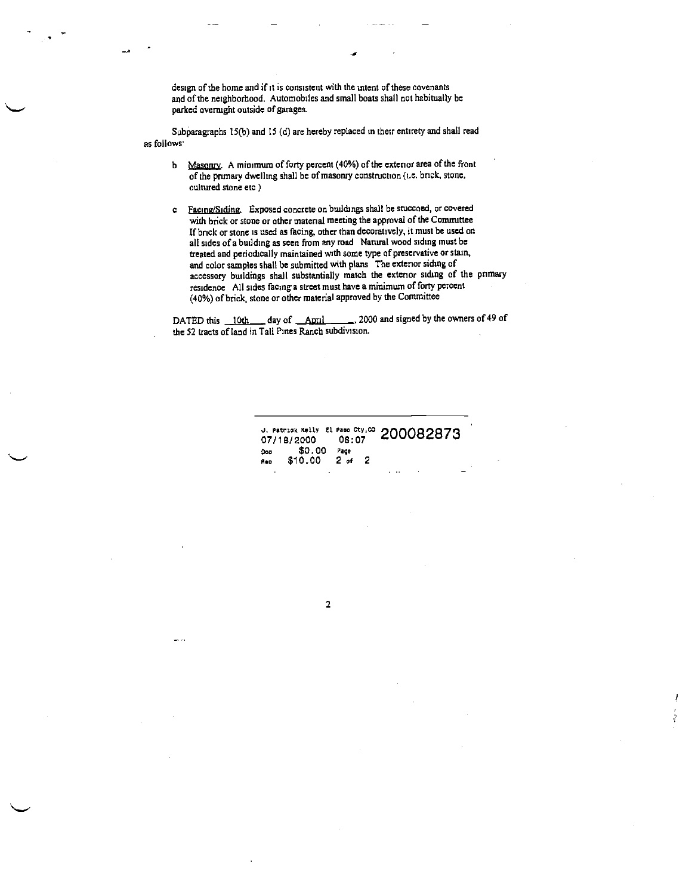design of the home and if it is consistent with the intent of these covenants and of the neighborhood. Automobiles and small boats shall not habitually be parked overnight outside of garages.

Subparagraphs 15(b) and 15 (d) are hereby replaced in their entirety and shall read as follows:

b <u>Masonry</u>. A minimum of forty percent (40%) of the exterior area of the front of the primary dwelling shall be of masonry construction (i.e. brick, stone, cultured stone etc )

c <u>Facing/Siding</u>. Exposed concrete on buildings shall be stuccoed, or covered with brick or stone or other material meeting the approval of the Committee If brick or stone is used as facing, other than decoratively, it must be used on all sides of a building as seen from any road Natural wood siding must be treated and periodically maintained with some type of preservative or stain, and color samples shall be submitted with plans The exterior siding of accessory buildings shall substantially match the exterior siding of the primary residence All sides facing a street must have a minimum of forty percent (40%) of brick, stone or other material approved by the Committee

DATED this <u>10th</u> day of <u>April</u>, 2000 and signed by the owners of 49 of the 52 tracts of land in Tall Pines Ranch subdivision.

J. Patrick Kelly El Paso Cty,CO 200082873
07/18/2000 08:07
Doc $0.00 Page
Rec $10.00 2 of 2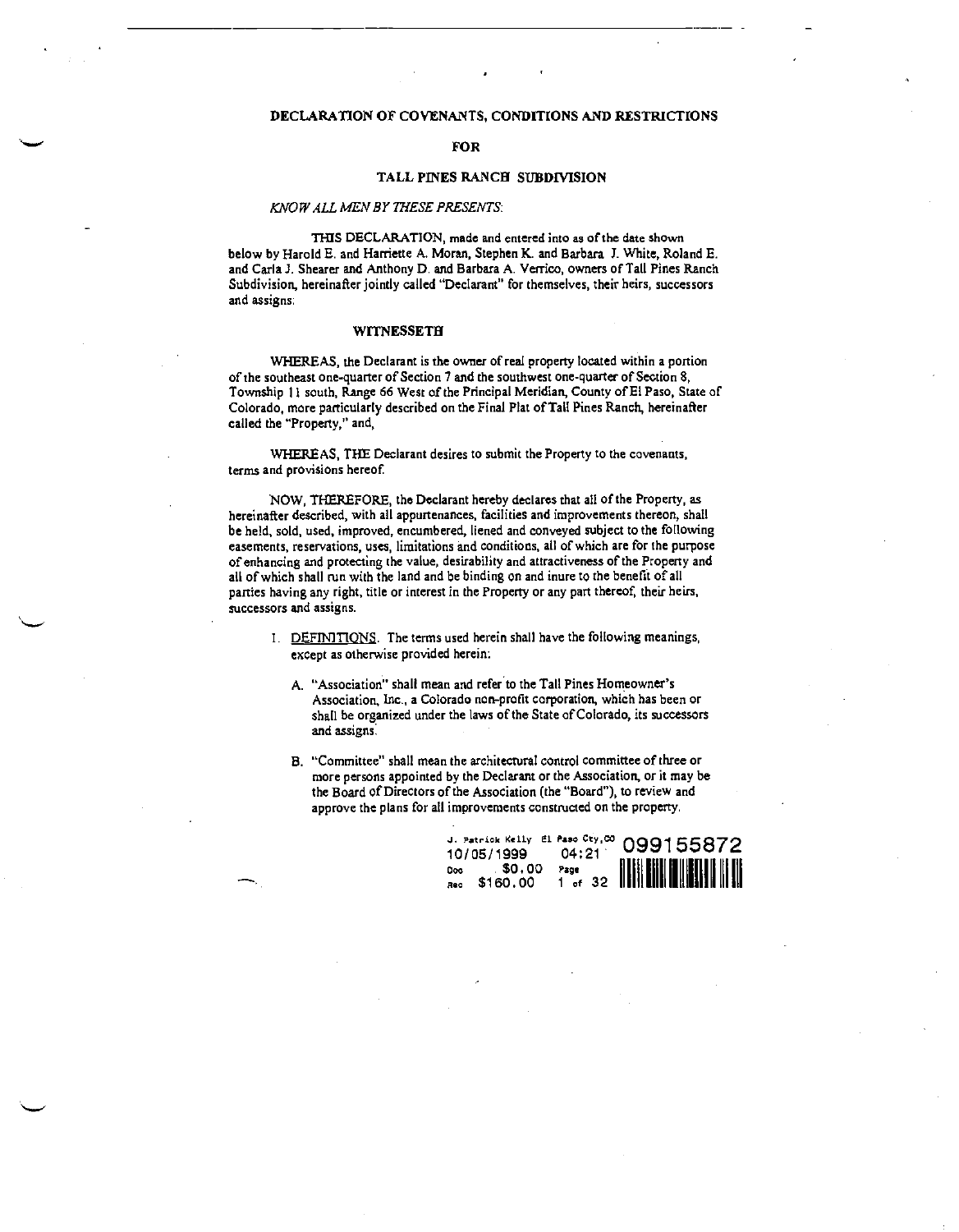# DECLARATION OF COVENANTS, CONDITIONS AND RESTRICTIONS

## FOR

## TALL PINES RANCH SUBDIVISION

*KNOW ALL MEN BY THESE PRESENTS:*

THIS DECLARATION, made and entered into as of the date shown below by Harold E. and Harriette A. Moran, Stephen K. and Barbara J. White, Roland E. and Carla J. Shearer and Anthony D. and Barbara A. Verrico, owners of Tall Pines Ranch Subdivision, hereinafter jointly called "Declarant" for themselves, their heirs, successors and assigns:

### WITNESSETH

WHEREAS, the Declarant is the owner of real property located within a portion of the southeast one-quarter of Section 7 and the southwest one-quarter of Section 8, Township 11 south, Range 66 West of the Principal Meridian, County of El Paso, State of Colorado, more particularly described on the Final Plat of Tall Pines Ranch, hereinafter called the "Property," and,

WHEREAS, THE Declarant desires to submit the Property to the covenants, terms and provisions hereof.

NOW, THEREFORE, the Declarant hereby declares that all of the Property, as hereinafter described, with all appurtenances, facilities and improvements thereon, shall be held, sold, used, improved, encumbered, liened and conveyed subject to the following easements, reservations, uses, limitations and conditions, all of which are for the purpose of enhancing and protecting the value, desirability and attractiveness of the Property and all of which shall run with the land and be binding on and inure to the benefit of all parties having any right, title or interest in the Property or any part thereof, their heirs, successors and assigns.

1. DEFINITIONS. The terms used herein shall have the following meanings, except as otherwise provided herein:

   A. "Association" shall mean and refer to the Tall Pines Homeowner's Association, Inc., a Colorado non-profit corporation, which has been or shall be organized under the laws of the State of Colorado, its successors and assigns.

   B. "Committee" shall mean the architectural control committee of three or more persons appointed by the Declarant or the Association, or it may be the Board of Directors of the Association (the "Board"), to review and approve the plans for all improvements constructed on the property.

J. Patrick Kelly El Paso Cty,CO 099155872
10/05/1999 04:21
Doc $0.00 Page
Rec $160.00 1 of 32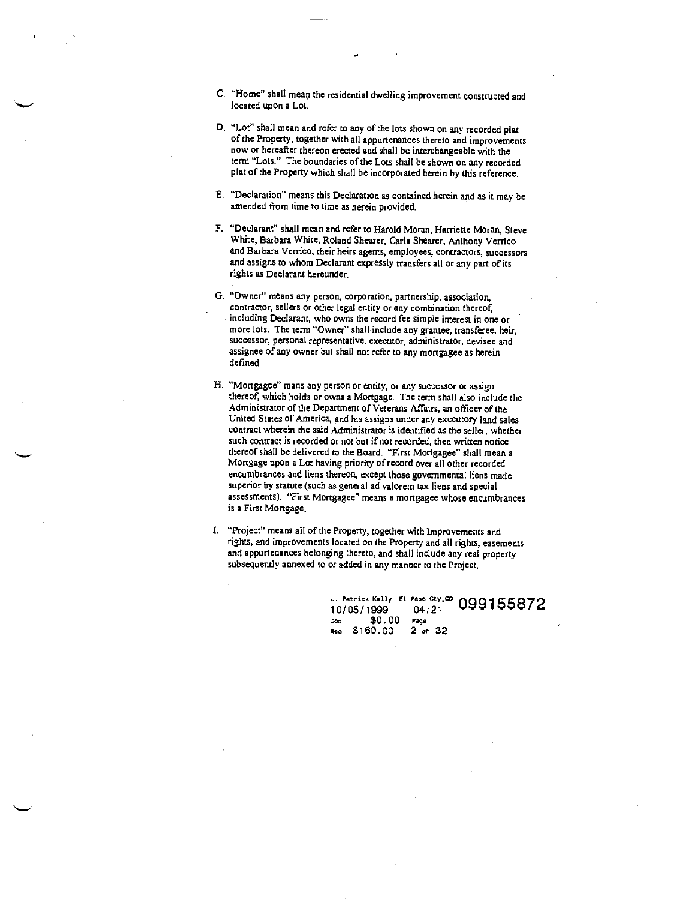C. "Home" shall mean the residential dwelling improvement constructed and located upon a Lot.

D. "Lot" shall mean and refer to any of the lots shown on any recorded plat of the Property, together with all appurtenances thereto and improvements now or hereafter thereon erected and shall be interchangeable with the term "Lots." The boundaries of the Lots shall be shown on any recorded plat of the Property which shall be incorporated herein by this reference.

E. "Declaration" means this Declaration as contained herein and as it may be amended from time to time as herein provided.

F. "Declarant" shall mean and refer to Harold Moran, Harriette Moran, Steve White, Barbara White, Roland Shearer, Carla Shearer, Anthony Verrico and Barbara Verrico, their heirs agents, employees, contractors, successors and assigns to whom Declarant expressly transfers all or any part of its rights as Declarant hereunder.

G. "Owner" means any person, corporation, partnership, association, contractor, sellers or other legal entity or any combination thereof, including Declarant, who owns the record fee simple interest in one or more lots. The term "Owner" shall include any grantee, transferee, heir, successor, personal representative, executor, administrator, devisee and assignee of any owner but shall not refer to any mortgagee as herein defined.

H. "Mortgagee" mans any person or entity, or any successor or assign thereof, which holds or owns a Mortgage. The term shall also include the Administrator of the Department of Veterans Affairs, an officer of the United States of America, and his assigns under any executory land sales contract wherein the said Administrator is identified as the seller, whether such contract is recorded or not but if not recorded, then written notice thereof shall be delivered to the Board. "First Mortgagee" shall mean a Mortgage upon a Lot having priority of record over all other recorded encumbrances and liens thereon, except those governmental liens made superior by statute (such as general ad valorem tax liens and special assessments). "First Mortgagee" means a mortgagee whose encumbrances is a First Mortgage.

I. "Project" means all of the Property, together with Improvements and rights, and improvements located on the Property and all rights, easements and appurtenances belonging thereto, and shall include any real property subsequently annexed to or added in any manner to the Project.

J. Patrick Kelly El Paso Cty,CO 099155872
10/05/1999 04:21
Doc $0.00 Page
Rec $160.00 2 of 32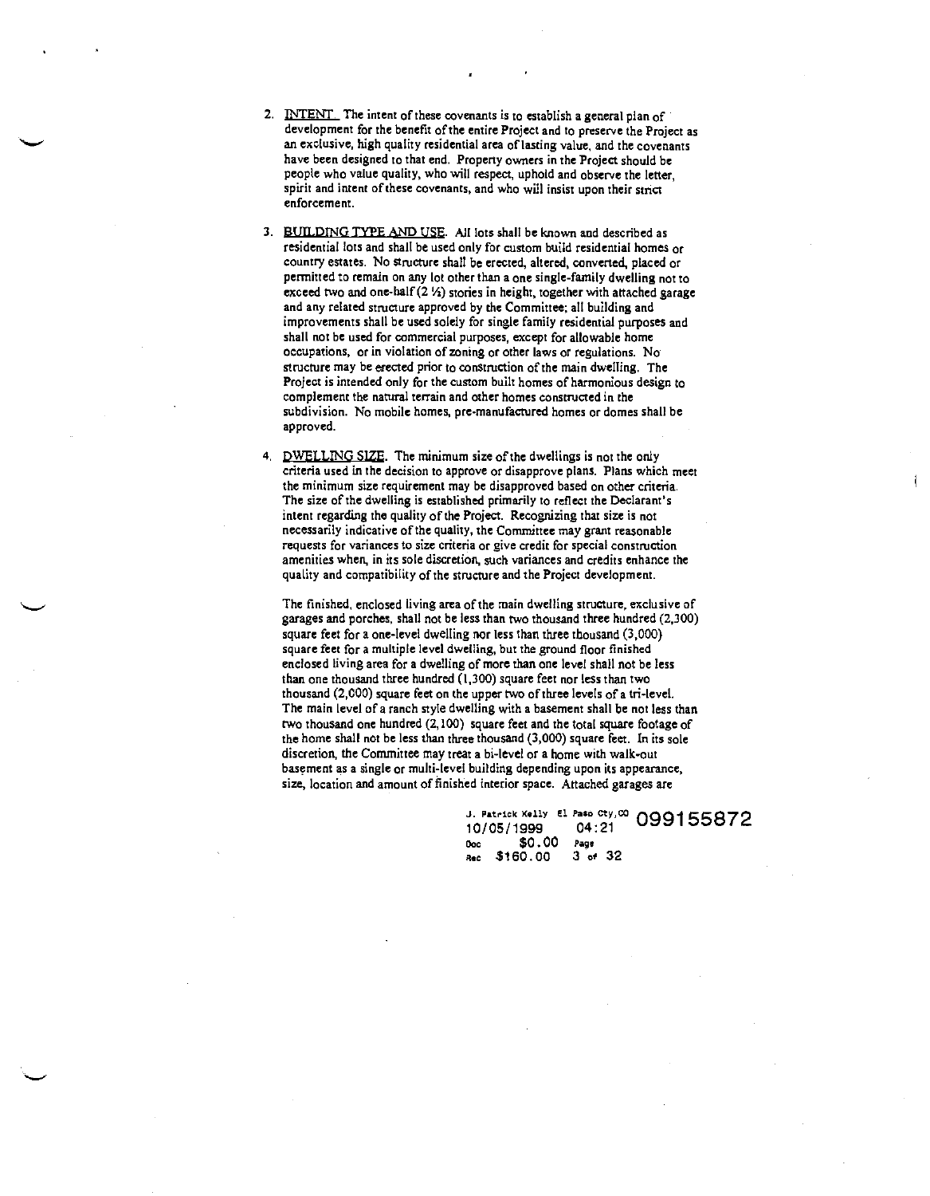2. <u>INTENT</u> The intent of these covenants is to establish a general plan of development for the benefit of the entire Project and to preserve the Project as an exclusive, high quality residential area of lasting value, and the covenants have been designed to that end. Property owners in the Project should be people who value quality, who will respect, uphold and observe the letter, spirit and intent of these covenants, and who will insist upon their strict enforcement.

3. <u>BUILDING TYPE AND USE</u>. All lots shall be known and described as residential lots and shall be used only for custom build residential homes or country estates. No structure shall be erected, altered, converted, placed or permitted to remain on any lot other than a one single-family dwelling not to exceed two and one-half (2 ½) stories in height, together with attached garage and any related structure approved by the Committee; all building and improvements shall be used solely for single family residential purposes and shall not be used for commercial purposes, except for allowable home occupations, or in violation of zoning or other laws or regulations. No structure may be erected prior to construction of the main dwelling. The Project is intended only for the custom built homes of harmonious design to complement the natural terrain and other homes constructed in the subdivision. No mobile homes, pre-manufactured homes or domes shall be approved.

4. <u>DWELLING SIZE</u>. The minimum size of the dwellings is not the only criteria used in the decision to approve or disapprove plans. Plans which meet the minimum size requirement may be disapproved based on other criteria. The size of the dwelling is established primarily to reflect the Declarant's intent regarding the quality of the Project. Recognizing that size is not necessarily indicative of the quality, the Committee may grant reasonable requests for variances to size criteria or give credit for special construction amenities when, in its sole discretion, such variances and credits enhance the quality and compatibility of the structure and the Project development.

   The finished, enclosed living area of the main dwelling structure, exclusive of garages and porches, shall not be less than two thousand three hundred (2,300) square feet for a one-level dwelling nor less than three thousand (3,000) square feet for a multiple level dwelling, but the ground floor finished enclosed living area for a dwelling of more than one level shall not be less than one thousand three hundred (1,300) square feet nor less than two thousand (2,000) square feet on the upper two of three levels of a tri-level. The main level of a ranch style dwelling with a basement shall be not less than two thousand one hundred (2,100) square feet and the total square footage of the home shall not be less than three thousand (3,000) square feet. In its sole discretion, the Committee may treat a bi-level or a home with walk-out basement as a single or multi-level building depending upon its appearance, size, location and amount of finished interior space. Attached garages are

J. Patrick Kelly El Paso Cty,CO 099155872
10/05/1999 04:21
Doc $0.00 Page
Rec $160.00 3 of 32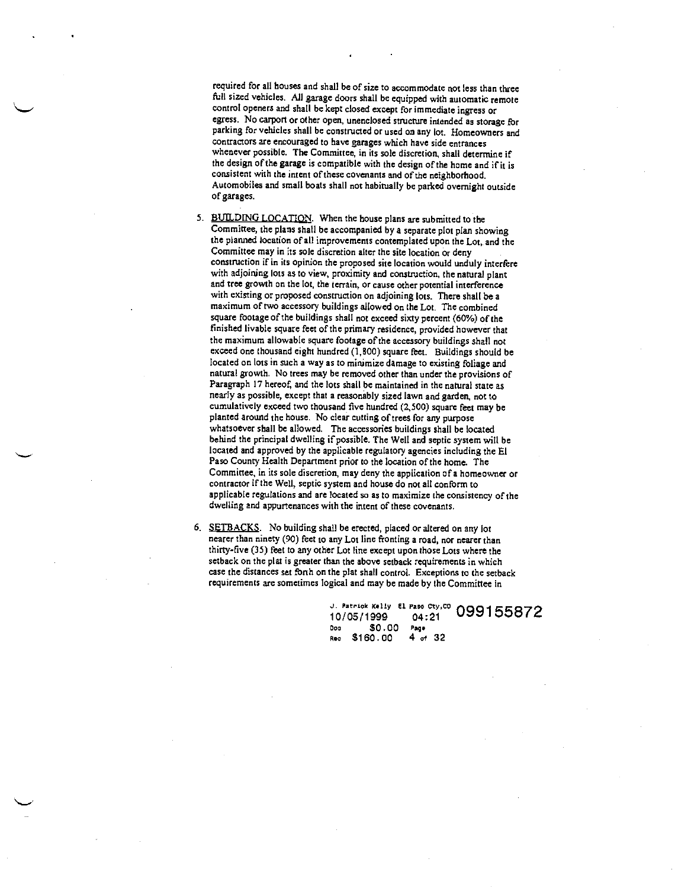required for all houses and shall be of size to accommodate not less than three full sized vehicles. All garage doors shall be equipped with automatic remote control openers and shall be kept closed except for immediate ingress or egress. No carport or other open, unenclosed structure intended as storage for parking for vehicles shall be constructed or used on any lot. Homeowners and contractors are encouraged to have garages which have side entrances whenever possible. The Committee, in its sole discretion, shall determine if the design of the garage is compatible with the design of the home and if it is consistent with the intent of these covenants and of the neighborhood. Automobiles and small boats shall not habitually be parked overnight outside of garages.

5. <u>BUILDING LOCATION</u>. When the house plans are submitted to the Committee, the plans shall be accompanied by a separate plot plan showing the planned location of all improvements contemplated upon the Lot, and the Committee may in its sole discretion alter the site location or deny construction if in its opinion the proposed site location would unduly interfere with adjoining lots as to view, proximity and construction, the natural plant and tree growth on the lot, the terrain, or cause other potential interference with existing or proposed construction on adjoining lots. There shall be a maximum of two accessory buildings allowed on the Lot. The combined square footage of the buildings shall not exceed sixty percent (60%) of the finished livable square feet of the primary residence, provided however that the maximum allowable square footage of the accessory buildings shall not exceed one thousand eight hundred (1,800) square feet. Buildings should be located on lots in such a way as to minimize damage to existing foliage and natural growth. No trees may be removed other than under the provisions of Paragraph 17 hereof, and the lots shall be maintained in the natural state as nearly as possible, except that a reasonably sized lawn and garden, not to cumulatively exceed two thousand five hundred (2,500) square feet may be planted around the house. No clear cutting of trees for any purpose whatsoever shall be allowed. The accessories buildings shall be located behind the principal dwelling if possible. The Well and septic system will be located and approved by the applicable regulatory agencies including the El Paso County Health Department prior to the location of the home. The Committee, in its sole discretion, may deny the application of a homeowner or contractor if the Well, septic system and house do not all conform to applicable regulations and are located so as to maximize the consistency of the dwelling and appurtenances with the intent of these covenants.

6. <u>SETBACKS</u>. No building shall be erected, placed or altered on any lot nearer than ninety (90) feet to any Lot line fronting a road, nor nearer than thirty-five (35) feet to any other Lot line except upon those Lots where the setback on the plat is greater than the above setback requirements in which case the distances set forth on the plat shall control. Exceptions to the setback requirements are sometimes logical and may be made by the Committee in

J. Patrick Kelly El Paso Cty,CO 10/05/1999 04:21 099155872
Doc $0.00 Page
Rec $160.00 4 of 32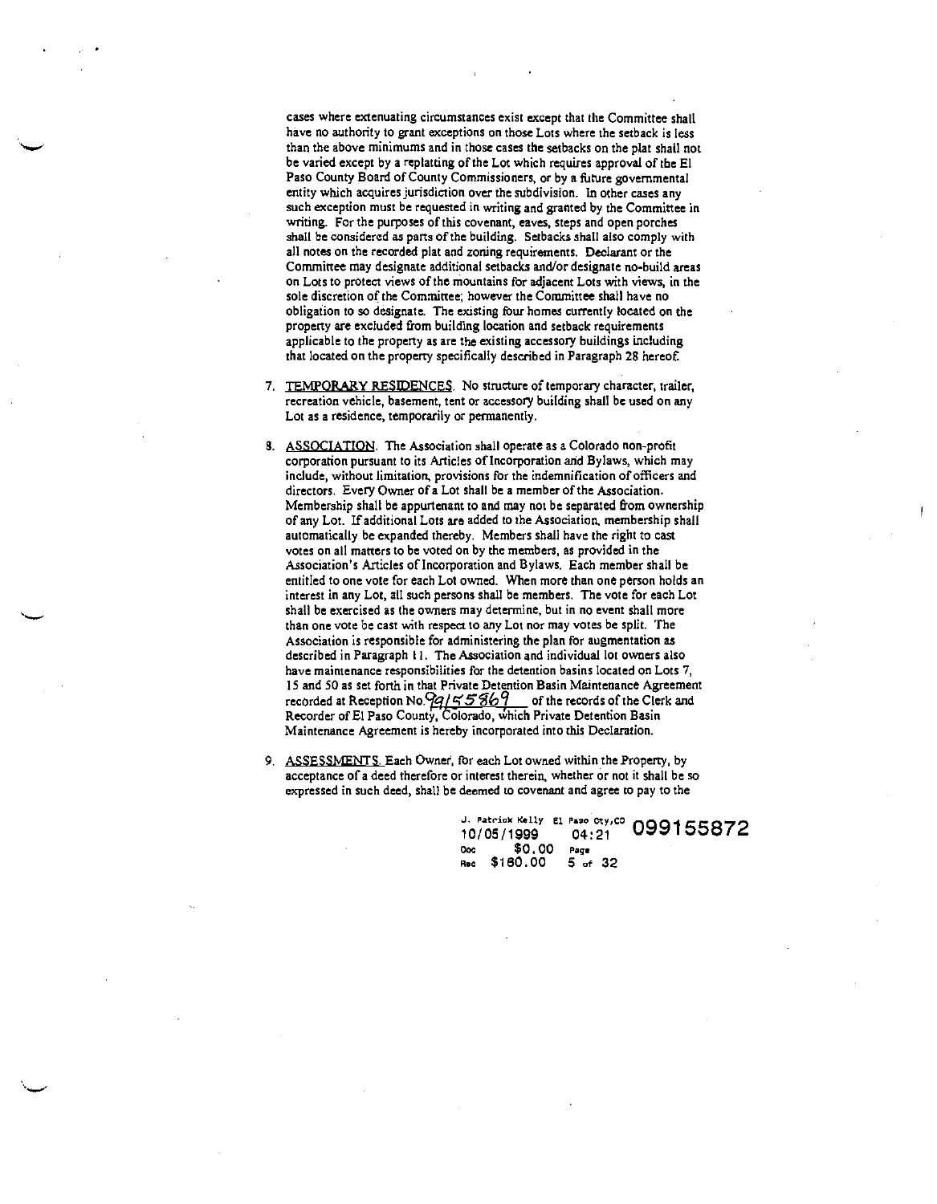cases where extenuating circumstances exist except that the Committee shall have no authority to grant exceptions on those Lots where the setback is less than the above minimums and in those cases the setbacks on the plat shall not be varied except by a replatting of the Lot which requires approval of the El Paso County Board of County Commissioners, or by a future governmental entity which acquires jurisdiction over the subdivision. In other cases any such exception must be requested in writing and granted by the Committee in writing. For the purposes of this covenant, eaves, steps and open porches shall be considered as parts of the building. Setbacks shall also comply with all notes on the recorded plat and zoning requirements. Declarant or the Committee may designate additional setbacks and/or designate no-build areas on Lots to protect views of the mountains for adjacent Lots with views, in the sole discretion of the Committee; however the Committee shall have no obligation to so designate. The existing four homes currently located on the property are excluded from building location and setback requirements applicable to the property as are the existing accessory buildings including that located on the property specifically described in Paragraph 28 hereof.

7. TEMPORARY RESIDENCES. No structure of temporary character, trailer, recreation vehicle, basement, tent or accessory building shall be used on any Lot as a residence, temporarily or permanently.

8. ASSOCIATION. The Association shall operate as a Colorado non-profit corporation pursuant to its Articles of Incorporation and Bylaws, which may include, without limitation, provisions for the indemnification of officers and directors. Every Owner of a Lot shall be a member of the Association. Membership shall be appurtenant to and may not be separated from ownership of any Lot. If additional Lots are added to the Association, membership shall automatically be expanded thereby. Members shall have the right to cast votes on all matters to be voted on by the members, as provided in the Association's Articles of Incorporation and Bylaws. Each member shall be entitled to one vote for each Lot owned. When more than one person holds an interest in any Lot, all such persons shall be members. The vote for each Lot shall be exercised as the owners may determine, but in no event shall more than one vote be cast with respect to any Lot nor may votes be split. The Association is responsible for administering the plan for augmentation as described in Paragraph 11. The Association and individual lot owners also have maintenance responsibilities for the detention basins located on Lots 7, 15 and 50 as set forth in that Private Detention Basin Maintenance Agreement recorded at Reception No. 99155869 of the records of the Clerk and Recorder of El Paso County, Colorado, which Private Detention Basin Maintenance Agreement is hereby incorporated into this Declaration.

9. ASSESSMENTS. Each Owner, for each Lot owned within the Property, by acceptance of a deed therefore or interest therein, whether or not it shall be so expressed in such deed, shall be deemed to covenant and agree to pay to the

J. Patrick Kelly El Paso Cty,CO 10/05/1999 04:21 099155872
Doc $0.00 Page
Rec $160.00 5 of 32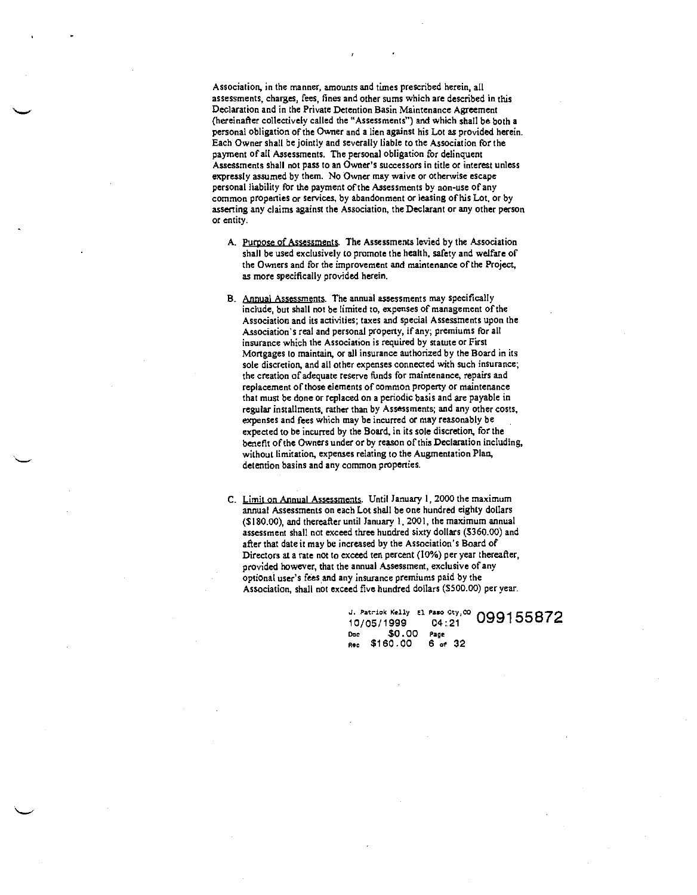Association, in the manner, amounts and times prescribed herein, all assessments, charges, fees, fines and other sums which are described in this Declaration and in the Private Detention Basin Maintenance Agreement (hereinafter collectively called the "Assessments") and which shall be both a personal obligation of the Owner and a lien against his Lot as provided herein. Each Owner shall be jointly and severally liable to the Association for the payment of all Assessments. The personal obligation for delinquent Assessments shall not pass to an Owner's successors in title or interest unless expressly assumed by them. No Owner may waive or otherwise escape personal liability for the payment of the Assessments by non-use of any common properties or services, by abandonment or leasing of his Lot, or by asserting any claims against the Association, the Declarant or any other person or entity.

A. Purpose of Assessments. The Assessments levied by the Association shall be used exclusively to promote the health, safety and welfare of the Owners and for the improvement and maintenance of the Project, as more specifically provided herein.

B. Annual Assessments. The annual assessments may specifically include, but shall not be limited to, expenses of management of the Association and its activities; taxes and special Assessments upon the Association's real and personal property, if any; premiums for all insurance which the Association is required by statute or First Mortgages to maintain, or all insurance authorized by the Board in its sole discretion, and all other expenses connected with such insurance; the creation of adequate reserve funds for maintenance, repairs and replacement of those elements of common property or maintenance that must be done or replaced on a periodic basis and are payable in regular installments, rather than by Assessments; and any other costs, expenses and fees which may be incurred or may reasonably be expected to be incurred by the Board, in its sole discretion, for the benefit of the Owners under or by reason of this Declaration including, without limitation, expenses relating to the Augmentation Plan, detention basins and any common properties.

C. Limit on Annual Assessments. Until January 1, 2000 the maximum annual Assessments on each Lot shall be one hundred eighty dollars ($180.00), and thereafter until January 1, 2001, the maximum annual assessment shall not exceed three hundred sixty dollars ($360.00) and after that date it may be increased by the Association's Board of Directors at a rate not to exceed ten percent (10%) per year thereafter, provided however, that the annual Assessment, exclusive of any optional user's fees and any insurance premiums paid by the Association, shall not exceed five hundred dollars ($500.00) per year.

J. Patrick Kelly El Paso Cty,CO 099155872
10/05/1999 04:21
Doc $0.00 Page
Rec $160.00 6 of 32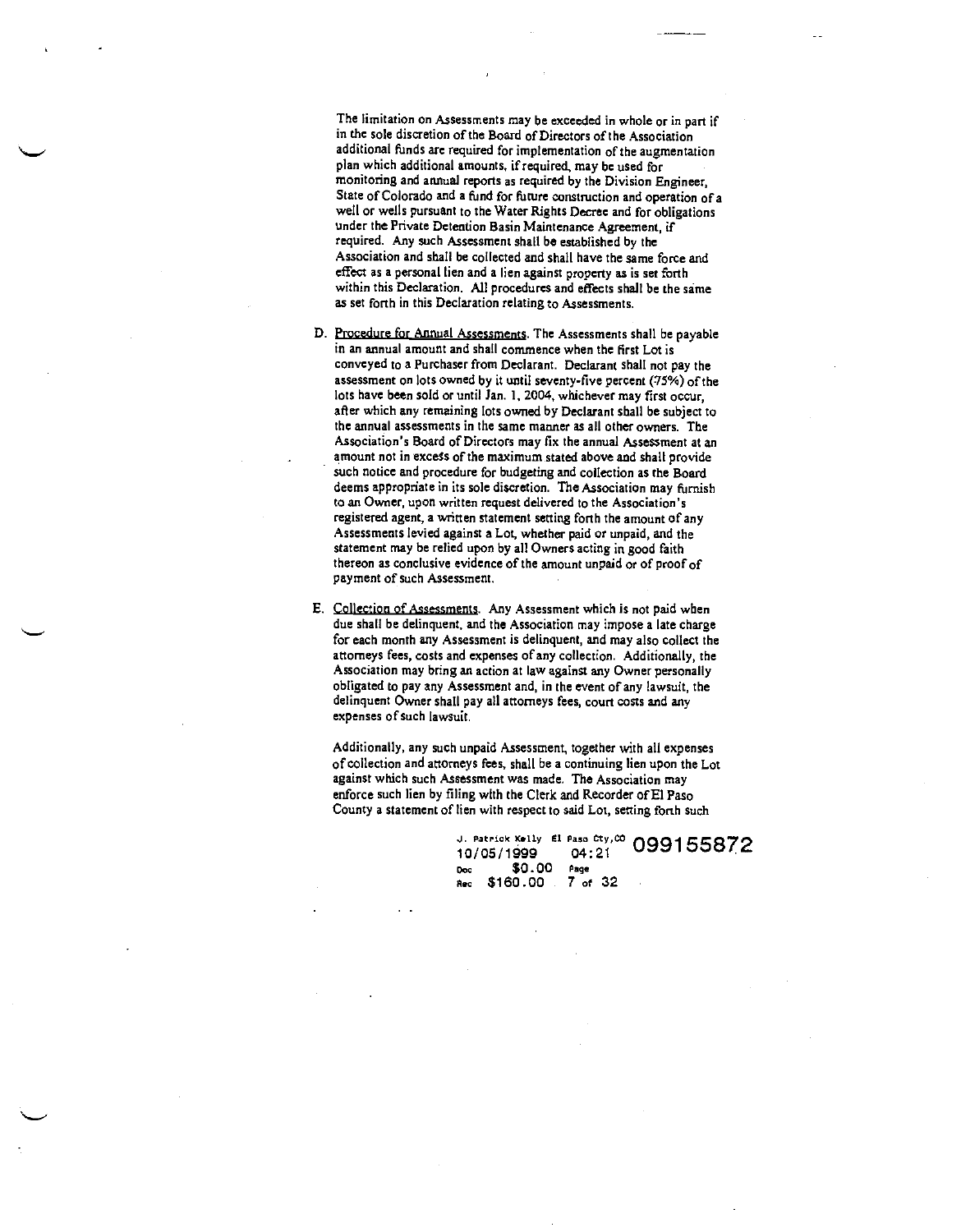The limitation on Assessments may be exceeded in whole or in part if in the sole discretion of the Board of Directors of the Association additional funds are required for implementation of the augmentation plan which additional amounts, if required, may be used for monitoring and annual reports as required by the Division Engineer, State of Colorado and a fund for future construction and operation of a well or wells pursuant to the Water Rights Decree and for obligations under the Private Detention Basin Maintenance Agreement, if required. Any such Assessment shall be established by the Association and shall be collected and shall have the same force and effect as a personal lien and a lien against property as is set forth within this Declaration. All procedures and effects shall be the same as set forth in this Declaration relating to Assessments.

D. Procedure for Annual Assessments. The Assessments shall be payable in an annual amount and shall commence when the first Lot is conveyed to a Purchaser from Declarant. Declarant shall not pay the assessment on lots owned by it until seventy-five percent (75%) of the lots have been sold or until Jan. 1, 2004, whichever may first occur, after which any remaining lots owned by Declarant shall be subject to the annual assessments in the same manner as all other owners. The Association's Board of Directors may fix the annual Assessment at an amount not in excess of the maximum stated above and shall provide such notice and procedure for budgeting and collection as the Board deems appropriate in its sole discretion. The Association may furnish to an Owner, upon written request delivered to the Association's registered agent, a written statement setting forth the amount of any Assessments levied against a Lot, whether paid or unpaid, and the statement may be relied upon by all Owners acting in good faith thereon as conclusive evidence of the amount unpaid or of proof of payment of such Assessment.

E. Collection of Assessments. Any Assessment which is not paid when due shall be delinquent, and the Association may impose a late charge for each month any Assessment is delinquent, and may also collect the attorneys fees, costs and expenses of any collection. Additionally, the Association may bring an action at law against any Owner personally obligated to pay any Assessment and, in the event of any lawsuit, the delinquent Owner shall pay all attorneys fees, court costs and any expenses of such lawsuit.

Additionally, any such unpaid Assessment, together with all expenses of collection and attorneys fees, shall be a continuing lien upon the Lot against which such Assessment was made. The Association may enforce such lien by filing with the Clerk and Recorder of El Paso County a statement of lien with respect to said Lot, setting forth such

J. Patrick Kelly El Paso Cty,CO 10/05/1999 04:21 099155872
Doc $0.00 Page
Rec $160.00 7 of 32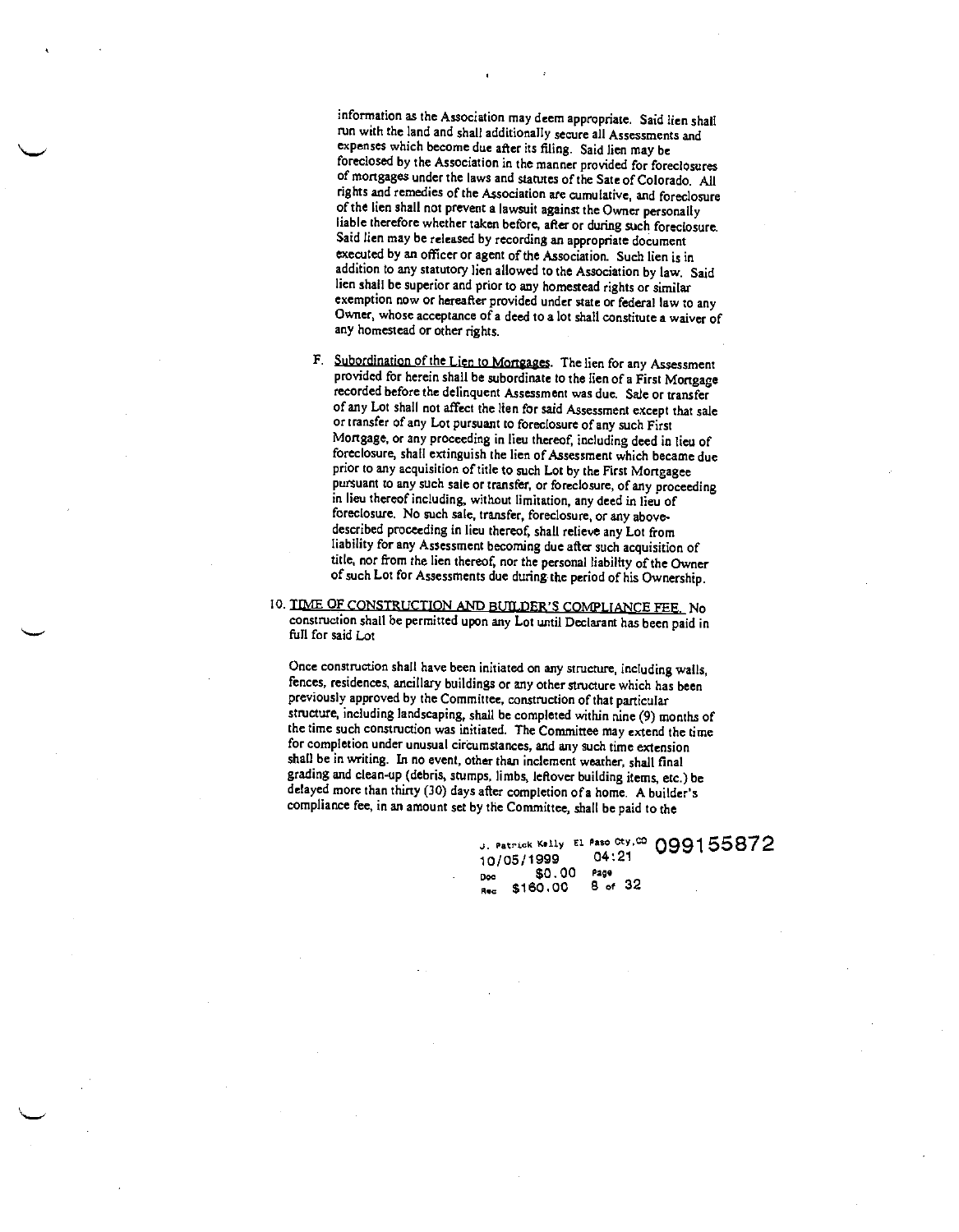information as the Association may deem appropriate. Said lien shall run with the land and shall additionally secure all Assessments and expenses which become due after its filing. Said lien may be foreclosed by the Association in the manner provided for foreclosures of mortgages under the laws and statutes of the Sate of Colorado. All rights and remedies of the Association are cumulative, and foreclosure of the lien shall not prevent a lawsuit against the Owner personally liable therefore whether taken before, after or during such foreclosure. Said lien may be released by recording an appropriate document executed by an officer or agent of the Association. Such lien is in addition to any statutory lien allowed to the Association by law. Said lien shall be superior and prior to any homestead rights or similar exemption now or hereafter provided under state or federal law to any Owner, whose acceptance of a deed to a lot shall constitute a waiver of any homestead or other rights.

F. Subordination of the Lien to Mortgages. The lien for any Assessment provided for herein shall be subordinate to the lien of a First Mortgage recorded before the delinquent Assessment was due. Sale or transfer of any Lot shall not affect the lien for said Assessment except that sale or transfer of any Lot pursuant to foreclosure of any such First Mortgage, or any proceeding in lieu thereof, including deed in lieu of foreclosure, shall extinguish the lien of Assessment which became due prior to any acquisition of title to such Lot by the First Mortgagee pursuant to any such sale or transfer, or foreclosure, of any proceeding in lieu thereof including, without limitation, any deed in lieu of foreclosure. No such sale, transfer, foreclosure, or any above-described proceeding in lieu thereof, shall relieve any Lot from liability for any Assessment becoming due after such acquisition of title, nor from the lien thereof, nor the personal liability of the Owner of such Lot for Assessments due during the period of his Ownership.

10. TIME OF CONSTRUCTION AND BUILDER'S COMPLIANCE FEE. No construction shall be permitted upon any Lot until Declarant has been paid in full for said Lot

Once construction shall have been initiated on any structure, including walls, fences, residences, ancillary buildings or any other structure which has been previously approved by the Committee, construction of that particular structure, including landscaping, shall be completed within nine (9) months of the time such construction was initiated. The Committee may extend the time for completion under unusual circumstances, and any such time extension shall be in writing. In no event, other than inclement weather, shall final grading and clean-up (debris, stumps, limbs, leftover building items, etc.) be delayed more than thirty (30) days after completion of a home. A builder's compliance fee, in an amount set by the Committee, shall be paid to the

J. Patrick Kelly El Paso Cty,CO 099155872
10/05/1999 04:21
Doc $0.00 Page
Rec $160.00 8 of 32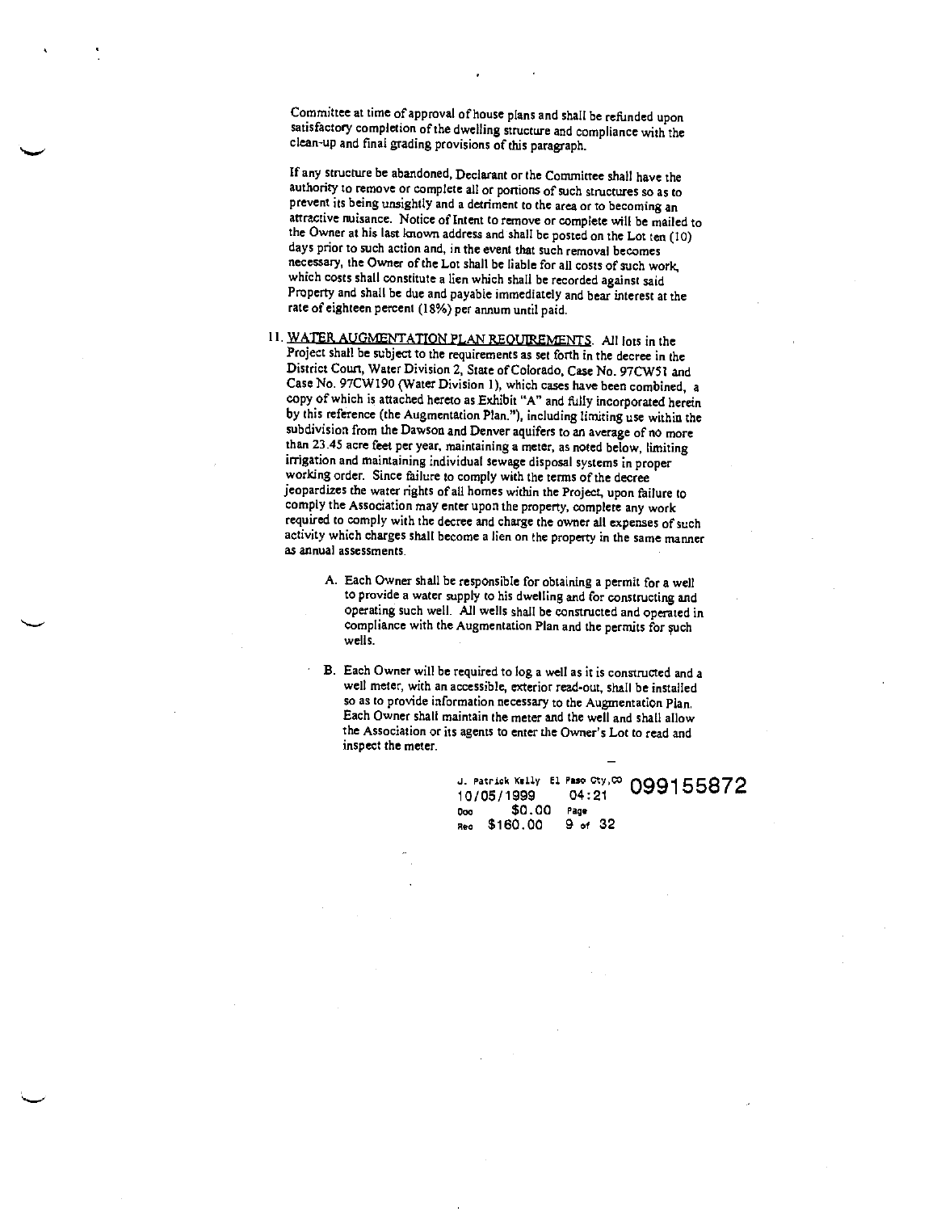Committee at time of approval of house plans and shall be refunded upon satisfactory completion of the dwelling structure and compliance with the clean-up and final grading provisions of this paragraph.

If any structure be abandoned, Declarant or the Committee shall have the authority to remove or complete all or portions of such structures so as to prevent its being unsightly and a detriment to the area or to becoming an attractive nuisance. Notice of Intent to remove or complete will be mailed to the Owner at his last known address and shall be posted on the Lot ten (10) days prior to such action and, in the event that such removal becomes necessary, the Owner of the Lot shall be liable for all costs of such work, which costs shall constitute a lien which shall be recorded against said Property and shall be due and payable immediately and bear interest at the rate of eighteen percent (18%) per annum until paid.

11. WATER AUGMENTATION PLAN REQUIREMENTS. All lots in the Project shall be subject to the requirements as set forth in the decree in the District Court, Water Division 2, State of Colorado, Case No. 97CW51 and Case No. 97CW190 (Water Division 1), which cases have been combined, a copy of which is attached hereto as Exhibit "A" and fully incorporated herein by this reference (the Augmentation Plan."), including limiting use within the subdivision from the Dawson and Denver aquifers to an average of no more than 23.45 acre feet per year, maintaining a meter, as noted below, limiting irrigation and maintaining individual sewage disposal systems in proper working order. Since failure to comply with the terms of the decree jeopardizes the water rights of all homes within the Project, upon failure to comply the Association may enter upon the property, complete any work required to comply with the decree and charge the owner all expenses of such activity which charges shall become a lien on the property in the same manner as annual assessments.

   A. Each Owner shall be responsible for obtaining a permit for a well to provide a water supply to his dwelling and for constructing and operating such well. All wells shall be constructed and operated in compliance with the Augmentation Plan and the permits for such wells.

   B. Each Owner will be required to log a well as it is constructed and a well meter, with an accessible, exterior read-out, shall be installed so as to provide information necessary to the Augmentation Plan. Each Owner shall maintain the meter and the well and shall allow the Association or its agents to enter the Owner's Lot to read and inspect the meter.

J. Patrick Kelly El Paso Cty,CO 099155872
10/05/1999 04:21
Doc $0.00 Page
Rec $160.00 9 of 32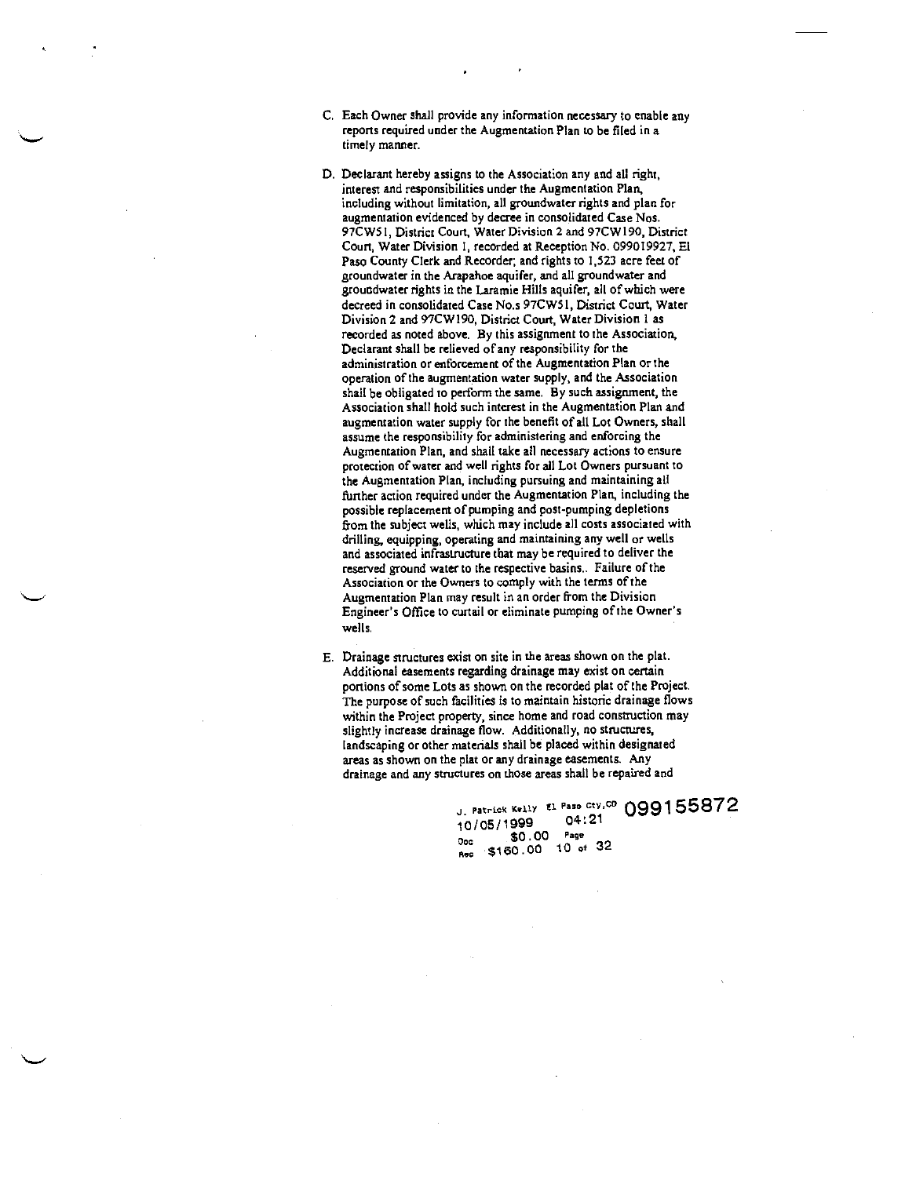C. Each Owner shall provide any information necessary to enable any reports required under the Augmentation Plan to be filed in a timely manner.

D. Declarant hereby assigns to the Association any and all right, interest and responsibilities under the Augmentation Plan, including without limitation, all groundwater rights and plan for augmentation evidenced by decree in consolidated Case Nos. 97CW51, District Court, Water Division 2 and 97CW190, District Court, Water Division 1, recorded at Reception No. 099019927, El Paso County Clerk and Recorder; and rights to 1,523 acre feet of groundwater in the Arapahoe aquifer, and all groundwater and groundwater rights in the Laramie Hills aquifer, all of which were decreed in consolidated Case No.s 97CW51, District Court, Water Division 2 and 97CW190, District Court, Water Division 1 as recorded as noted above. By this assignment to the Association, Declarant shall be relieved of any responsibility for the administration or enforcement of the Augmentation Plan or the operation of the augmentation water supply, and the Association shall be obligated to perform the same. By such assignment, the Association shall hold such interest in the Augmentation Plan and augmentation water supply for the benefit of all Lot Owners, shall assume the responsibility for administering and enforcing the Augmentation Plan, and shall take all necessary actions to ensure protection of water and well rights for all Lot Owners pursuant to the Augmentation Plan, including pursuing and maintaining all further action required under the Augmentation Plan, including the possible replacement of pumping and post-pumping depletions from the subject wells, which may include all costs associated with drilling, equipping, operating and maintaining any well or wells and associated infrastructure that may be required to deliver the reserved ground water to the respective basins.. Failure of the Association or the Owners to comply with the terms of the Augmentation Plan may result in an order from the Division Engineer's Office to curtail or eliminate pumping of the Owner's wells.

E. Drainage structures exist on site in the areas shown on the plat. Additional easements regarding drainage may exist on certain portions of some Lots as shown on the recorded plat of the Project. The purpose of such facilities is to maintain historic drainage flows within the Project property, since home and road construction may slightly increase drainage flow. Additionally, no structures, landscaping or other materials shall be placed within designated areas as shown on the plat or any drainage easements. Any drainage and any structures on those areas shall be repaired and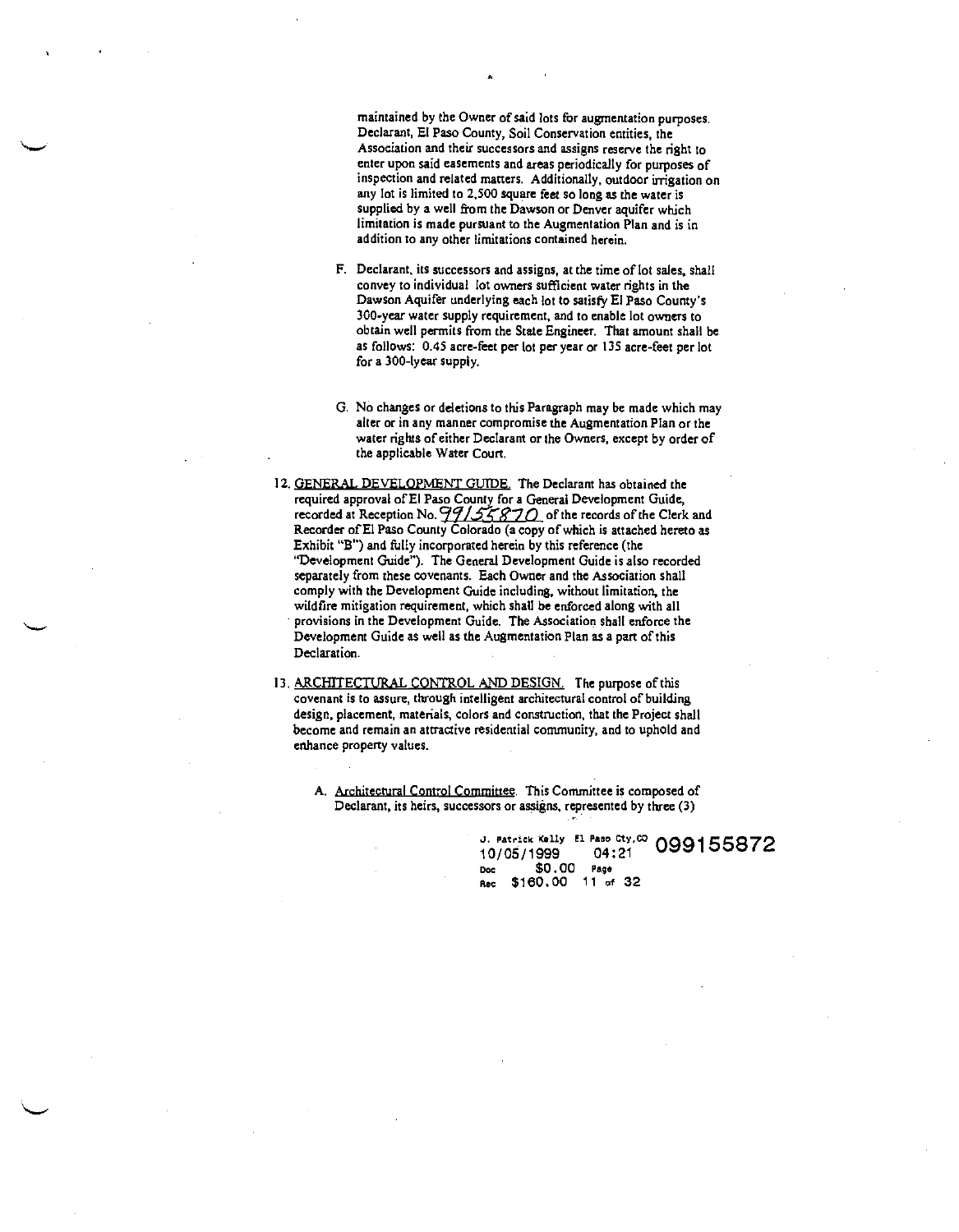maintained by the Owner of said lots for augmentation purposes. Declarant, El Paso County, Soil Conservation entities, the Association and their successors and assigns reserve the right to enter upon said easements and areas periodically for purposes of inspection and related matters. Additionally, outdoor irrigation on any lot is limited to 2,500 square feet so long as the water is supplied by a well from the Dawson or Denver aquifer which limitation is made pursuant to the Augmentation Plan and is in addition to any other limitations contained herein.

F. Declarant, its successors and assigns, at the time of lot sales, shall convey to individual lot owners sufficient water rights in the Dawson Aquifer underlying each lot to satisfy El Paso County's 300-year water supply requirement, and to enable lot owners to obtain well permits from the State Engineer. That amount shall be as follows: 0.45 acre-feet per lot per year or 135 acre-feet per lot for a 300-lyear supply.

G. No changes or deletions to this Paragraph may be made which may alter or in any manner compromise the Augmentation Plan or the water rights of either Declarant or the Owners, except by order of the applicable Water Court.

12. GENERAL DEVELOPMENT GUIDE. The Declarant has obtained the required approval of El Paso County for a General Development Guide, recorded at Reception No. 99155870 of the records of the Clerk and Recorder of El Paso County Colorado (a copy of which is attached hereto as Exhibit "B") and fully incorporated herein by this reference (the "Development Guide"). The General Development Guide is also recorded separately from these covenants. Each Owner and the Association shall comply with the Development Guide including, without limitation, the wildfire mitigation requirement, which shall be enforced along with all provisions in the Development Guide. The Association shall enforce the Development Guide as well as the Augmentation Plan as a part of this Declaration.

13. ARCHITECTURAL CONTROL AND DESIGN. The purpose of this covenant is to assure, through intelligent architectural control of building design, placement, materials, colors and construction, that the Project shall become and remain an attractive residential community, and to uphold and enhance property values.

A. Architectural Control Committee. This Committee is composed of Declarant, its heirs, successors or assigns, represented by three (3)

J. Patrick Kelly El Paso Cty,CO 099155872
10/05/1999 04:21
Doc $0.00 Page
Rec $160.00 11 of 32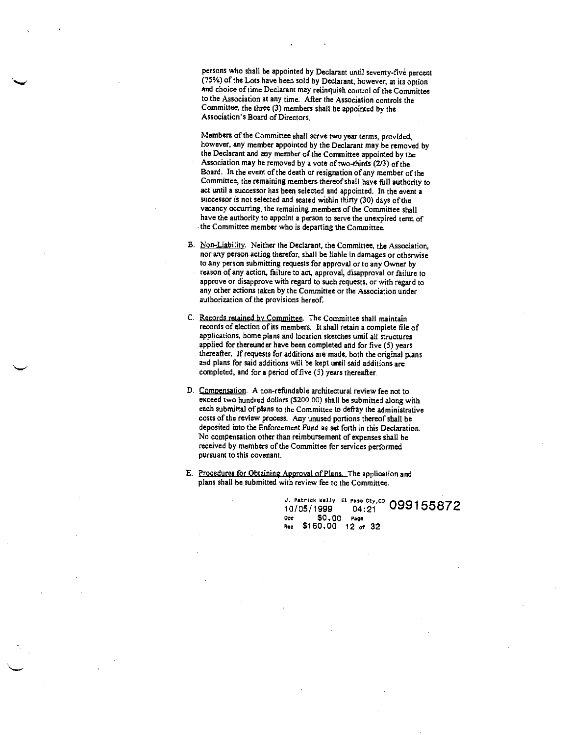persons who shall be appointed by Declarant until seventy-five percent (75%) of the Lots have been sold by Declarant; however, at its option and choice of time Declarant may relinquish control of the Committee to the Association at any time. After the Association controls the Committee, the three (3) members shall be appointed by the Association's Board of Directors.

Members of the Committee shall serve two year terms, provided, however, any member appointed by the Declarant may be removed by the Declarant and any member of the Committee appointed by the Association may be removed by a vote of two-thirds (2/3) of the Board. In the event of the death or resignation of any member of the Committee, the remaining members thereof shall have full authority to act until a successor has been selected and appointed. In the event a successor is not selected and seated within thirty (30) days of the vacancy occurring, the remaining members of the Committee shall have the authority to appoint a person to serve the unexpired term of the Committee member who is departing the Committee.

B. Non-Liability. Neither the Declarant, the Committee, the Association, nor any person acting therefor, shall be liable in damages or otherwise to any person submitting requests for approval or to any Owner by reason of any action, failure to act, approval, disapproval or failure to approve or disapprove with regard to such requests, or with regard to any other actions taken by the Committee or the Association under authorization of the provisions hereof.

C. Records retained by Committee. The Committee shall maintain records of election of its members. It shall retain a complete file of applications, home plans and location sketches until all structures applied for thereunder have been completed and for five (5) years thereafter. If requests for additions are made, both the original plans and plans for said additions will be kept until said additions are completed, and for a period of five (5) years thereafter.

D. Compensation. A non-refundable architectural review fee not to exceed two hundred dollars ($200.00) shall be submitted along with each submittal of plans to the Committee to defray the administrative costs of the review process. Any unused portions thereof shall be deposited into the Enforcement Fund as set forth in this Declaration. No compensation other than reimbursement of expenses shall be received by members of the Committee for services performed pursuant to this covenant.

E. Procedures for Obtaining Approval of Plans. The application and plans shall be submitted with review fee to the Committee.

J. Patrick Kelly El Paso Cty,CO 099155872
10/05/1999 04:21
Doc $0.00 Page
Rec $160.00 12 of 32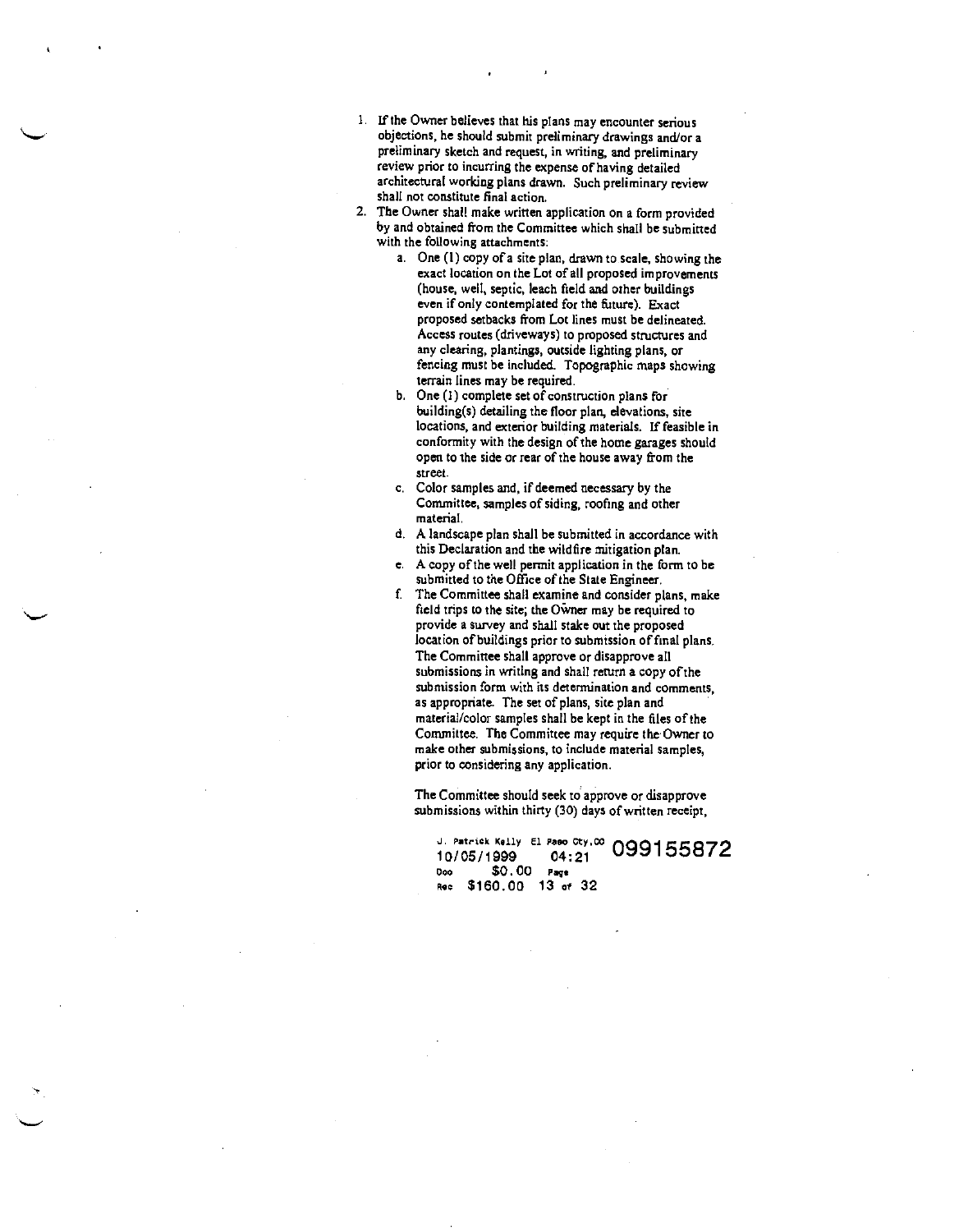1. If the Owner believes that his plans may encounter serious objections, he should submit preliminary drawings and/or a preliminary sketch and request, in writing, and preliminary review prior to incurring the expense of having detailed architectural working plans drawn. Such preliminary review shall not constitute final action.
2. The Owner shall make written application on a form provided by and obtained from the Committee which shall be submitted with the following attachments:
   a. One (1) copy of a site plan, drawn to scale, showing the exact location on the Lot of all proposed improvements (house, well, septic, leach field and other buildings even if only contemplated for the future). Exact proposed setbacks from Lot lines must be delineated. Access routes (driveways) to proposed structures and any clearing, plantings, outside lighting plans, or fencing must be included. Topographic maps showing terrain lines may be required.
   b. One (1) complete set of construction plans for building(s) detailing the floor plan, elevations, site locations, and exterior building materials. If feasible in conformity with the design of the home garages should open to the side or rear of the house away from the street.
   c. Color samples and, if deemed necessary by the Committee, samples of siding, roofing and other material.
   d. A landscape plan shall be submitted in accordance with this Declaration and the wildfire mitigation plan.
   e. A copy of the well permit application in the form to be submitted to the Office of the State Engineer.
   f. The Committee shall examine and consider plans, make field trips to the site; the Owner may be required to provide a survey and shall stake out the proposed location of buildings prior to submission of final plans. The Committee shall approve or disapprove all submissions in writing and shall return a copy of the submission form with its determination and comments, as appropriate. The set of plans, site plan and material/color samples shall be kept in the files of the Committee. The Committee may require the Owner to make other submissions, to include material samples, prior to considering any application.

   The Committee should seek to approve or disapprove submissions within thirty (30) days of written receipt,

J. Patrick Kelly El Paso Cty,CO 099155872
10/05/1999 04:21
Doc $0.00 Page
Rec $160.00 13 of 32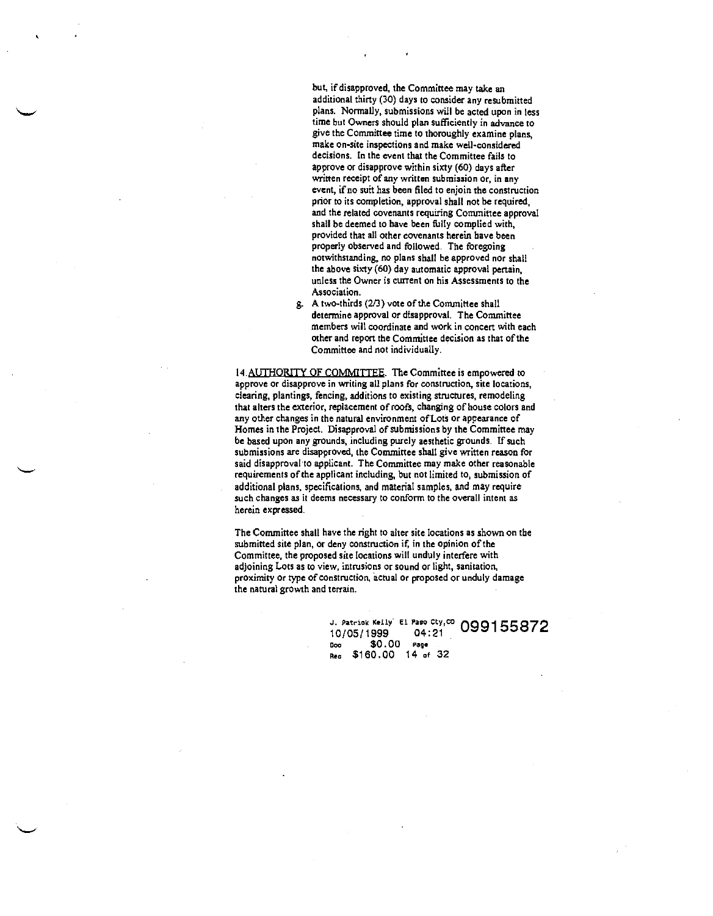but, if disapproved, the Committee may take an additional thirty (30) days to consider any resubmitted plans. Normally, submissions will be acted upon in less time but Owners should plan sufficiently in advance to give the Committee time to thoroughly examine plans, make on-site inspections and make well-considered decisions. In the event that the Committee fails to approve or disapprove within sixty (60) days after written receipt of any written submission or, in any event, if no suit has been filed to enjoin the construction prior to its completion, approval shall not be required, and the related covenants requiring Committee approval shall be deemed to have been fully complied with, provided that all other covenants herein have been properly observed and followed. The foregoing notwithstanding, no plans shall be approved nor shall the above sixty (60) day automatic approval pertain, unless the Owner is current on his Assessments to the Association.

g. A two-thirds (2/3) vote of the Committee shall determine approval or disapproval. The Committee members will coordinate and work in concert with each other and report the Committee decision as that of the Committee and not individually.

14. <u>AUTHORITY OF COMMITTEE</u>. The Committee is empowered to approve or disapprove in writing all plans for construction, site locations, clearing, plantings, fencing, additions to existing structures, remodeling that alters the exterior, replacement of roofs, changing of house colors and any other changes in the natural environment of Lots or appearance of Homes in the Project. Disapproval of submissions by the Committee may be based upon any grounds, including purely aesthetic grounds. If such submissions are disapproved, the Committee shall give written reason for said disapproval to applicant. The Committee may make other reasonable requirements of the applicant including, but not limited to, submission of additional plans, specifications, and material samples, and may require such changes as it deems necessary to conform to the overall intent as herein expressed.

The Committee shall have the right to alter site locations as shown on the submitted site plan, or deny construction if, in the opinion of the Committee, the proposed site locations will unduly interfere with adjoining Lots as to view, intrusions or sound or light, sanitation, proximity or type of construction, actual or proposed or unduly damage the natural growth and terrain.

J. Patrick Kelly El Paso Cty,CO 099155872
10/05/1999 04:21
Doc $0.00 Page
Rec $160.00 14 of 32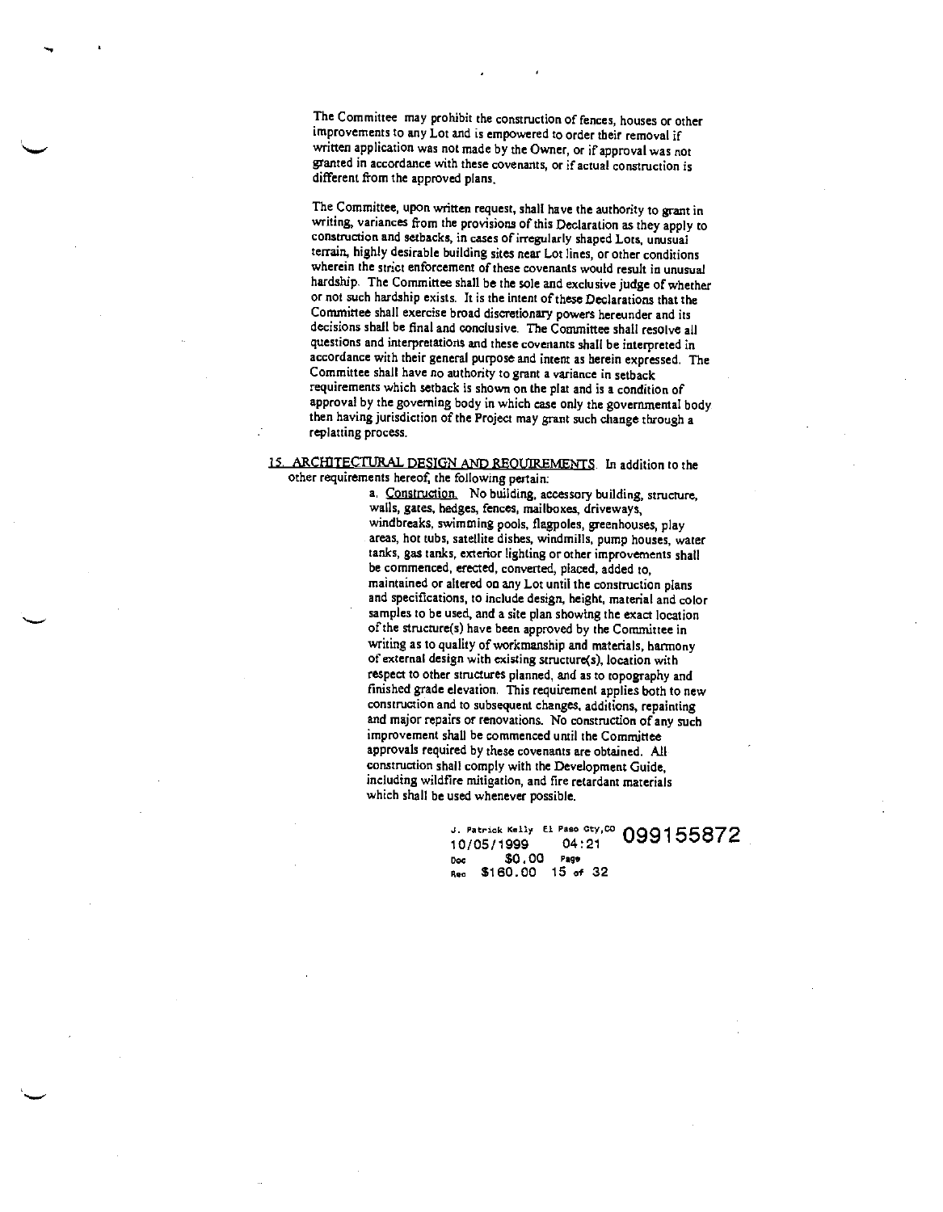The Committee may prohibit the construction of fences, houses or other improvements to any Lot and is empowered to order their removal if written application was not made by the Owner, or if approval was not granted in accordance with these covenants, or if actual construction is different from the approved plans.

The Committee, upon written request, shall have the authority to grant in writing, variances from the provisions of this Declaration as they apply to construction and setbacks, in cases of irregularly shaped Lots, unusual terrain, highly desirable building sites near Lot lines, or other conditions wherein the strict enforcement of these covenants would result in unusual hardship. The Committee shall be the sole and exclusive judge of whether or not such hardship exists. It is the intent of these Declarations that the Committee shall exercise broad discretionary powers hereunder and its decisions shall be final and conclusive. The Committee shall resolve all questions and interpretations and these covenants shall be interpreted in accordance with their general purpose and intent as herein expressed. The Committee shall have no authority to grant a variance in setback requirements which setback is shown on the plat and is a condition of approval by the governing body in which case only the governmental body then having jurisdiction of the Project may grant such change through a replatting process.

15. <u>ARCHITECTURAL DESIGN AND REQUIREMENTS</u>. In addition to the other requirements hereof, the following pertain:

a. <u>Construction.</u> No building, accessory building, structure, walls, gates, hedges, fences, mailboxes, driveways, windbreaks, swimming pools, flagpoles, greenhouses, play areas, hot tubs, satellite dishes, windmills, pump houses, water tanks, gas tanks, exterior lighting or other improvements shall be commenced, erected, converted, placed, added to, maintained or altered on any Lot until the construction plans and specifications, to include design, height, material and color samples to be used, and a site plan showing the exact location of the structure(s) have been approved by the Committee in writing as to quality of workmanship and materials, harmony of external design with existing structure(s), location with respect to other structures planned, and as to topography and finished grade elevation. This requirement applies both to new construction and to subsequent changes, additions, repainting and major repairs or renovations. No construction of any such improvement shall be commenced until the Committee approvals required by these covenants are obtained. All construction shall comply with the Development Guide, including wildfire mitigation, and fire retardant materials which shall be used whenever possible.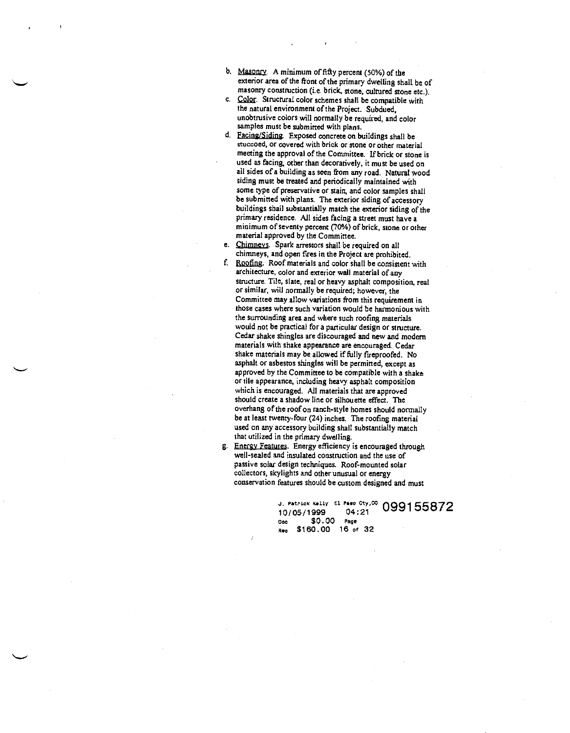b. Masonry. A minimum of fifty percent (50%) of the exterior area of the front of the primary dwelling shall be of masonry construction (i.e. brick, stone, cultured stone etc.).

c. Color. Structural color schemes shall be compatible with the natural environment of the Project. Subdued, unobtrusive colors will normally be required, and color samples must be submitted with plans.

d. Facing/Siding. Exposed concrete on buildings shall be stuccoed, or covered with brick or stone or other material meeting the approval of the Committee. If brick or stone is used as facing, other than decoratively, it must be used on all sides of a building as seen from any road. Natural wood siding must be treated and periodically maintained with some type of preservative or stain, and color samples shall be submitted with plans. The exterior siding of accessory buildings shall substantially match the exterior siding of the primary residence. All sides facing a street must have a minimum of seventy percent (70%) of brick, stone or other material approved by the Committee.

e. Chimneys. Spark arrestors shall be required on all chimneys, and open fires in the Project are prohibited.

f. Roofing. Roof materials and color shall be consistent with architecture, color and exterior wall material of any structure. Tile, slate, real or heavy asphalt composition, real or similar, will normally be required; however, the Committee may allow variations from this requirement in those cases where such variation would be harmonious with the surrounding area and where such roofing materials would not be practical for a particular design or structure. Cedar shake shingles are discouraged and new and modern materials with shake appearance are encouraged. Cedar shake materials may be allowed if fully fireproofed. No asphalt or asbestos shingles will be permitted, except as approved by the Committee to be compatible with a shake or tile appearance, including heavy asphalt composition which is encouraged. All materials that are approved should create a shadow line or silhouette effect. The overhang of the roof on ranch-style homes should normally be at least twenty-four (24) inches. The roofing material used on any accessory building shall substantially match that utilized in the primary dwelling.

g. Energy Features. Energy efficiency is encouraged through well-sealed and insulated construction and the use of passive solar design techniques. Roof-mounted solar collectors, skylights and other unusual or energy conservation features should be custom designed and must

J. Patrick Kelly El Paso Cty,CO 099155872
10/05/1999 04:21
Doc $0.00 Page
Rec $160.00 16 of 32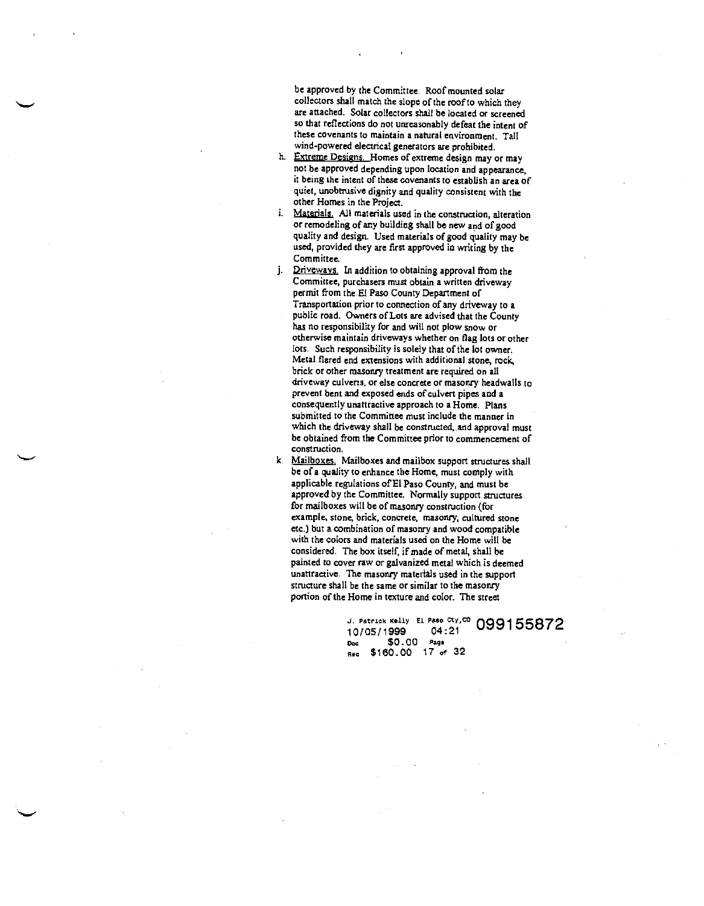be approved by the Committee. Roof mounted solar collectors shall match the slope of the roof to which they are attached. Solar collectors shall be located or screened so that reflections do not unreasonably defeat the intent of these covenants to maintain a natural environment. Tall wind-powered electrical generators are prohibited.

h. <u>Extreme Designs.</u> Homes of extreme design may or may not be approved depending upon location and appearance, it being the intent of these covenants to establish an area of quiet, unobtrusive dignity and quality consistent with the other Homes in the Project.

i. <u>Materials.</u> All materials used in the construction, alteration or remodeling of any building shall be new and of good quality and design. Used materials of good quality may be used, provided they are first approved in writing by the Committee.

j. <u>Driveways.</u> In addition to obtaining approval from the Committee, purchasers must obtain a written driveway permit from the El Paso County Department of Transportation prior to connection of any driveway to a public road. Owners of Lots are advised that the County has no responsibility for and will not plow snow or otherwise maintain driveways whether on flag lots or other lots. Such responsibility is solely that of the lot owner. Metal flared end extensions with additional stone, rock, brick or other masonry treatment are required on all driveway culverts, or else concrete or masonry headwalls to prevent bent and exposed ends of culvert pipes and a consequently unattractive approach to a Home. Plans submitted to the Committee must include the manner in which the driveway shall be constructed, and approval must be obtained from the Committee prior to commencement of construction.

k. <u>Mailboxes.</u> Mailboxes and mailbox support structures shall be of a quality to enhance the Home, must comply with applicable regulations of El Paso County, and must be approved by the Committee. Normally support structures for mailboxes will be of masonry construction (for example, stone, brick, concrete, masonry, cultured stone etc.) but a combination of masonry and wood compatible with the colors and materials used on the Home will be considered. The box itself, if made of metal, shall be painted to cover raw or galvanized metal which is deemed unattractive. The masonry materials used in the support structure shall be the same or similar to the masonry portion of the Home in texture and color. The street

J. Patrick Kelly El Paso Cty,CO 099155872
10/05/1999 04:21
Doc $0.00 Page
Rec $160.00 17 of 32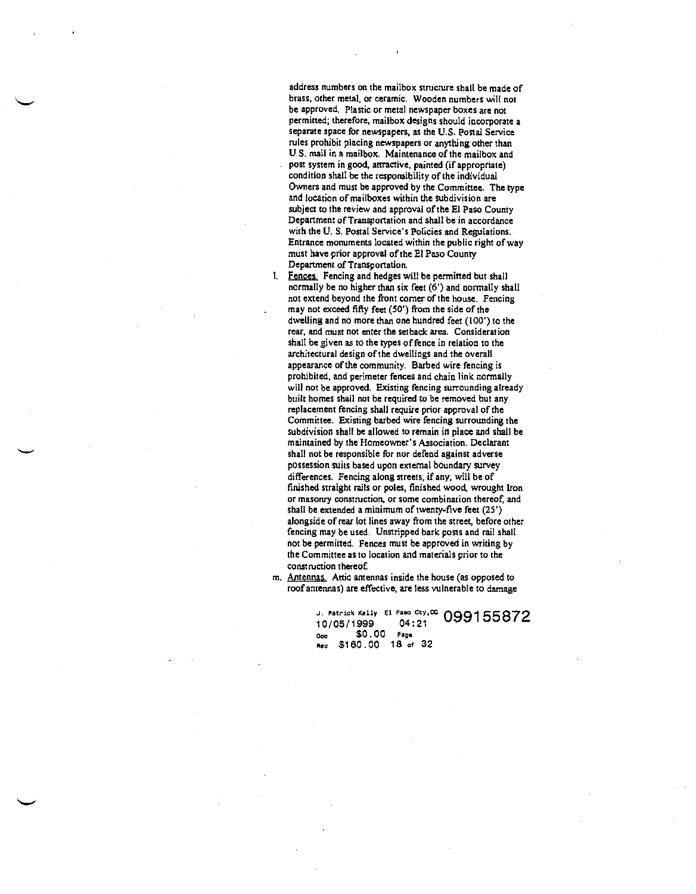address numbers on the mailbox structure shall be made of brass, other metal, or ceramic. Wooden numbers will not be approved. Plastic or metal newspaper boxes are not permitted; therefore, mailbox designs should incorporate a separate space for newspapers, as the U.S. Postal Service rules prohibit placing newspapers or anything other than U.S. mail in a mailbox. Maintenance of the mailbox and post system in good, attractive, painted (if appropriate) condition shall be the responsibility of the individual Owners and must be approved by the Committee. The type and location of mailboxes within the subdivision are subject to the review and approval of the El Paso County Department of Transportation and shall be in accordance with the U. S. Postal Service's Policies and Regulations. Entrance monuments located within the public right of way must have prior approval of the El Paso County Department of Transportation.

l. Fences. Fencing and hedges will be permitted but shall normally be no higher than six feet (6') and normally shall not extend beyond the front corner of the house. Fencing may not exceed fifty feet (50') from the side of the dwelling and no more than one hundred feet (100') to the rear, and must not enter the setback area. Consideration shall be given as to the types of fence in relation to the architectural design of the dwellings and the overall appearance of the community. Barbed wire fencing is prohibited, and perimeter fences and chain link normally will not be approved. Existing fencing surrounding already built homes shall not be required to be removed but any replacement fencing shall require prior approval of the Committee. Existing barbed wire fencing surrounding the subdivision shall be allowed to remain in place and shall be maintained by the Homeowner's Association. Declarant shall not be responsible for nor defend against adverse possession suits based upon external boundary survey differences. Fencing along streets, if any, will be of finished straight rails or poles, finished wood, wrought Iron or masonry construction, or some combination thereof, and shall be extended a minimum of twenty-five feet (25') alongside of rear lot lines away from the street, before other fencing may be used. Unstripped bark posts and rail shall not be permitted. Fences must be approved in writing by the Committee as to location and materials prior to the construction thereof.

m. Antennas. Attic antennas inside the house (as opposed to roof antennas) are effective, are less vulnerable to damage

J. Patrick Kelly El Paso Cty,CO 099155872
10/05/1999 04:21
Doc $0.00 Page
Rec $160.00 18 of 32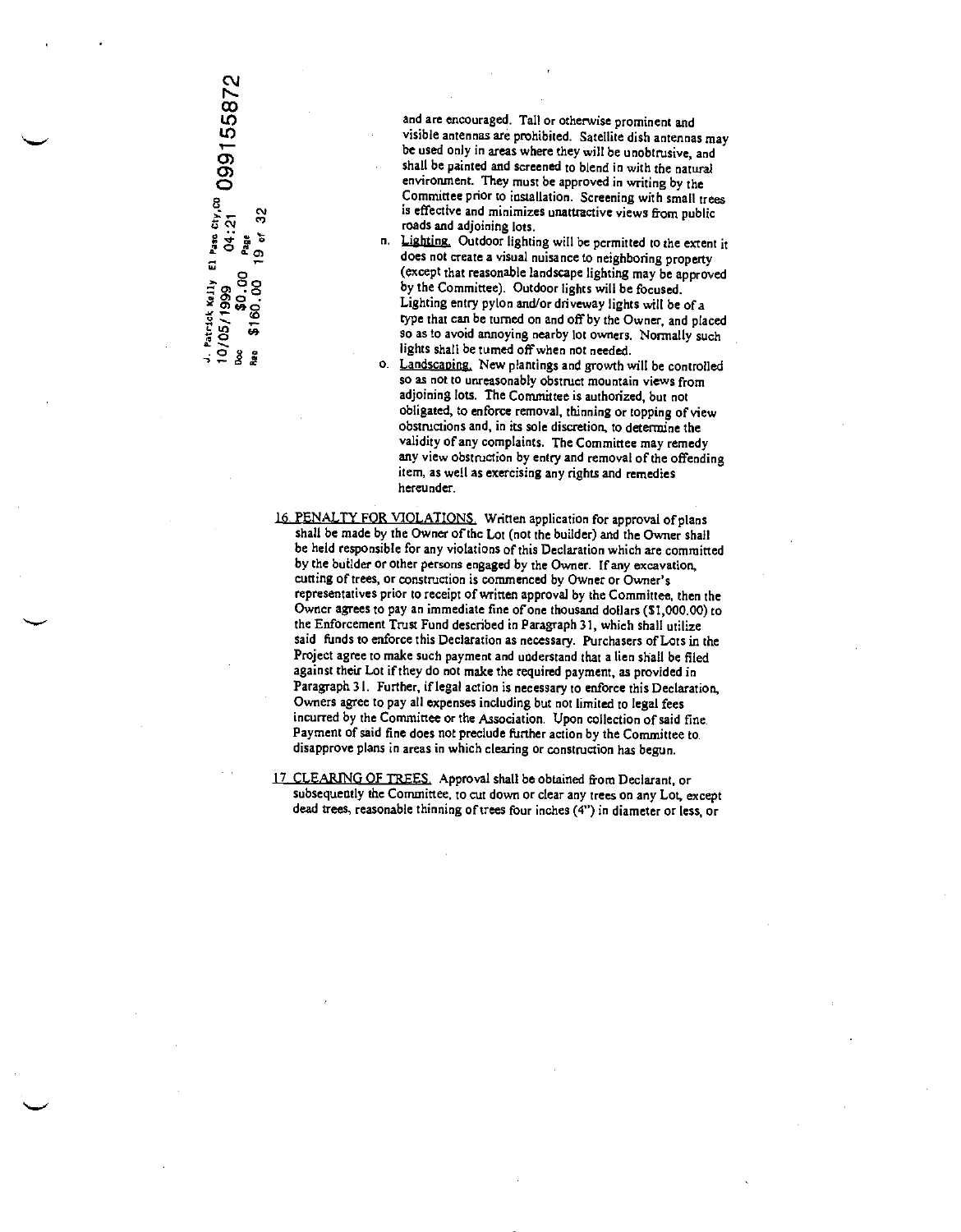and are encouraged. Tall or otherwise prominent and visible antennas are prohibited. Satellite dish antennas may be used only in areas where they will be unobtrusive, and shall be painted and screened to blend in with the natural environment. They must be approved in writing by the Committee prior to installation. Screening with small trees is effective and minimizes unattractive views from public roads and adjoining lots.

n. Lighting. Outdoor lighting will be permitted to the extent it does not create a visual nuisance to neighboring property (except that reasonable landscape lighting may be approved by the Committee). Outdoor lights will be focused. Lighting entry pylon and/or driveway lights will be of a type that can be turned on and off by the Owner, and placed so as to avoid annoying nearby lot owners. Normally such lights shall be turned off when not needed.

o. Landscaping. New plantings and growth will be controlled so as not to unreasonably obstruct mountain views from adjoining lots. The Committee is authorized, but not obligated, to enforce removal, thinning or topping of view obstructions and, in its sole discretion, to determine the validity of any complaints. The Committee may remedy any view obstruction by entry and removal of the offending item, as well as exercising any rights and remedies hereunder.

16. PENALTY FOR VIOLATIONS. Written application for approval of plans shall be made by the Owner of the Lot (not the builder) and the Owner shall be held responsible for any violations of this Declaration which are committed by the builder or other persons engaged by the Owner. If any excavation, cutting of trees, or construction is commenced by Owner or Owner's representatives prior to receipt of written approval by the Committee, then the Owner agrees to pay an immediate fine of one thousand dollars ($1,000.00) to the Enforcement Trust Fund described in Paragraph 31, which shall utilize said funds to enforce this Declaration as necessary. Purchasers of Lots in the Project agree to make such payment and understand that a lien shall be filed against their Lot if they do not make the required payment, as provided in Paragraph 31. Further, if legal action is necessary to enforce this Declaration, Owners agree to pay all expenses including but not limited to legal fees incurred by the Committee or the Association. Upon collection of said fine. Payment of said fine does not preclude further action by the Committee to disapprove plans in areas in which clearing or construction has begun.

17. CLEARING OF TREES. Approval shall be obtained from Declarant, or subsequently the Committee, to cut down or clear any trees on any Lot, except dead trees, reasonable thinning of trees four inches (4") in diameter or less, or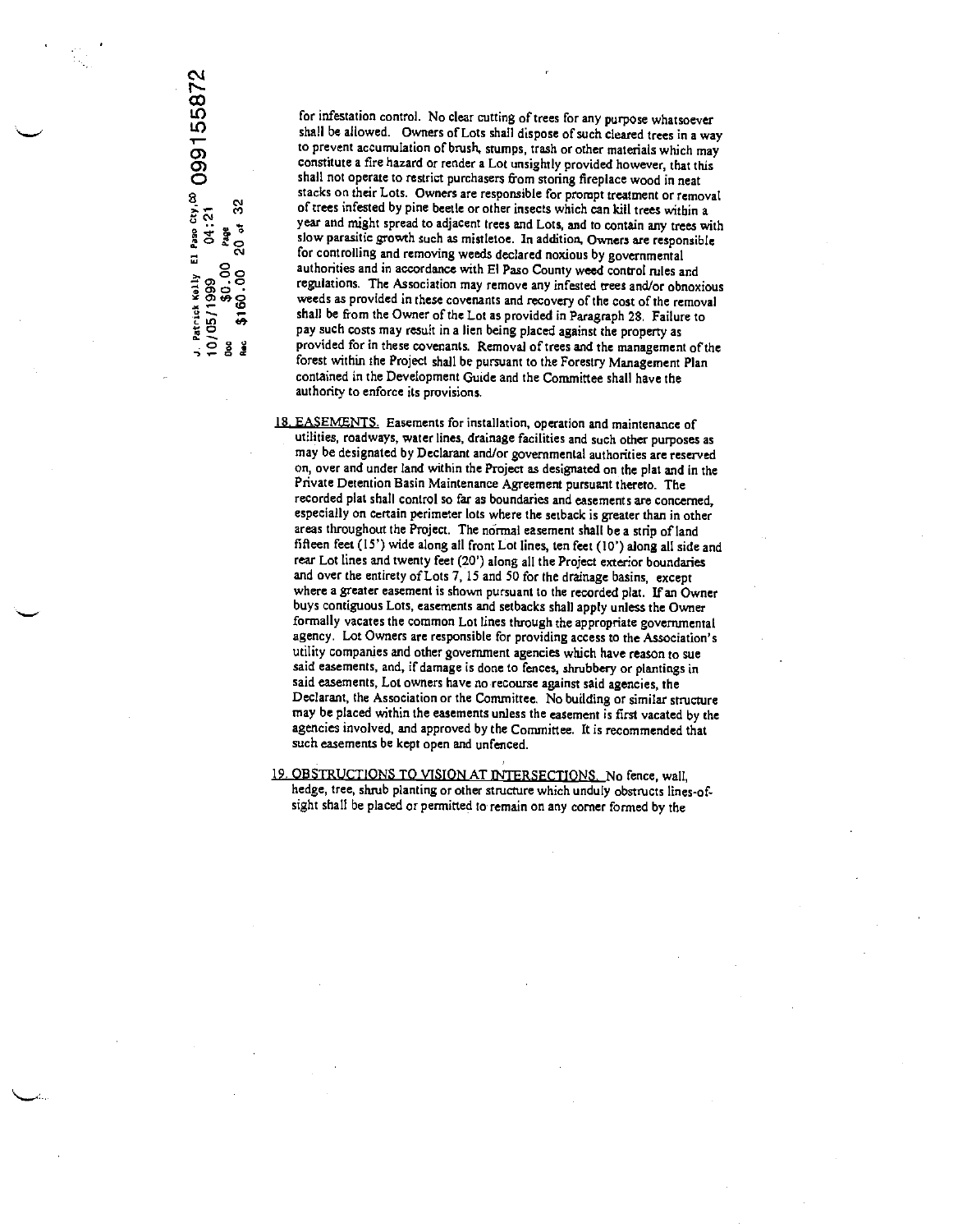for infestation control. No clear cutting of trees for any purpose whatsoever shall be allowed. Owners of Lots shall dispose of such cleared trees in a way to prevent accumulation of brush, stumps, trash or other materials which may constitute a fire hazard or render a Lot unsightly provided however, that this shall not operate to restrict purchasers from storing fireplace wood in neat stacks on their Lots. Owners are responsible for prompt treatment or removal of trees infested by pine beetle or other insects which can kill trees within a year and might spread to adjacent trees and Lots, and to contain any trees with slow parasitic growth such as mistletoe. In addition, Owners are responsible for controlling and removing weeds declared noxious by governmental authorities and in accordance with El Paso County weed control rules and regulations. The Association may remove any infested trees and/or obnoxious weeds as provided in these covenants and recovery of the cost of the removal shall be from the Owner of the Lot as provided in Paragraph 28. Failure to pay such costs may result in a lien being placed against the property as provided for in these covenants. Removal of trees and the management of the forest within the Project shall be pursuant to the Forestry Management Plan contained in the Development Guide and the Committee shall have the authority to enforce its provisions.

18. <u>EASEMENTS.</u> Easements for installation, operation and maintenance of utilities, roadways, water lines, drainage facilities and such other purposes as may be designated by Declarant and/or governmental authorities are reserved on, over and under land within the Project as designated on the plat and in the Private Detention Basin Maintenance Agreement pursuant thereto. The recorded plat shall control so far as boundaries and easements are concerned, especially on certain perimeter lots where the setback is greater than in other areas throughout the Project. The normal easement shall be a strip of land fifteen feet (15') wide along all front Lot lines, ten feet (10') along all side and rear Lot lines and twenty feet (20') along all the Project exterior boundaries and over the entirety of Lots 7, 15 and 50 for the drainage basins, except where a greater easement is shown pursuant to the recorded plat. If an Owner buys contiguous Lots, easements and setbacks shall apply unless the Owner formally vacates the common Lot lines through the appropriate governmental agency. Lot Owners are responsible for providing access to the Association's utility companies and other government agencies which have reason to sue said easements, and, if damage is done to fences, shrubbery or plantings in said easements, Lot owners have no recourse against said agencies, the Declarant, the Association or the Committee. No building or similar structure may be placed within the easements unless the easement is first vacated by the agencies involved, and approved by the Committee. It is recommended that such easements be kept open and unfenced.

19. <u>OBSTRUCTIONS TO VISION AT INTERSECTIONS.</u> No fence, wall, hedge, tree, shrub planting or other structure which unduly obstructs lines-of-sight shall be placed or permitted to remain on any corner formed by the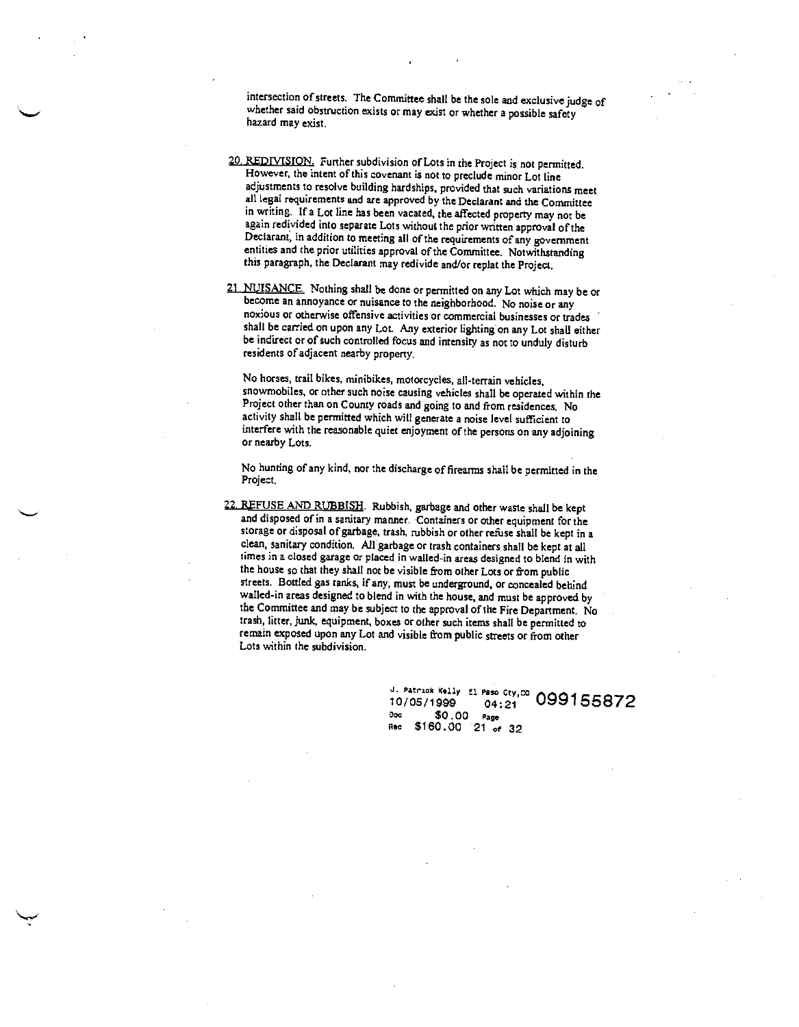intersection of streets. The Committee shall be the sole and exclusive judge of whether said obstruction exists or may exist or whether a possible safety hazard may exist.

20. REDIVISION. Further subdivision of Lots in the Project is not permitted. However, the intent of this covenant is not to preclude minor Lot line adjustments to resolve building hardships, provided that such variations meet all legal requirements and are approved by the Declarant and the Committee in writing. If a Lot line has been vacated, the affected property may not be again redivided into separate Lots without the prior written approval of the Declarant, in addition to meeting all of the requirements of any government entities and the prior utilities approval of the Committee. Notwithstanding this paragraph, the Declarant may redivide and/or replat the Project.

21. NUISANCE. Nothing shall be done or permitted on any Lot which may be or become an annoyance or nuisance to the neighborhood. No noise or any noxious or otherwise offensive activities or commercial businesses or trades shall be carried on upon any Lot. Any exterior lighting on any Lot shall either be indirect or of such controlled focus and intensity as not to unduly disturb residents of adjacent nearby property.

No horses, trail bikes, minibikes, motorcycles, all-terrain vehicles, snowmobiles, or other such noise causing vehicles shall be operated within the Project other than on County roads and going to and from residences. No activity shall be permitted which will generate a noise level sufficient to interfere with the reasonable quiet enjoyment of the persons on any adjoining or nearby Lots.

No hunting of any kind, nor the discharge of firearms shall be permitted in the Project.

22. REFUSE AND RUBBISH. Rubbish, garbage and other waste shall be kept and disposed of in a sanitary manner. Containers or other equipment for the storage or disposal of garbage, trash, rubbish or other refuse shall be kept in a clean, sanitary condition. All garbage or trash containers shall be kept at all times in a closed garage or placed in walled-in areas designed to blend in with the house so that they shall not be visible from other Lots or from public streets. Bottled gas tanks, if any, must be underground, or concealed behind walled-in areas designed to blend in with the house, and must be approved by the Committee and may be subject to the approval of the Fire Department. No trash, litter, junk, equipment, boxes or other such items shall be permitted to remain exposed upon any Lot and visible from public streets or from other Lots within the subdivision.

J. Patrick Kelly El Paso Cty,CO 10/05/1999 04:21 099155872
Doc $0.00 Page
Rec $160.00 21 of 32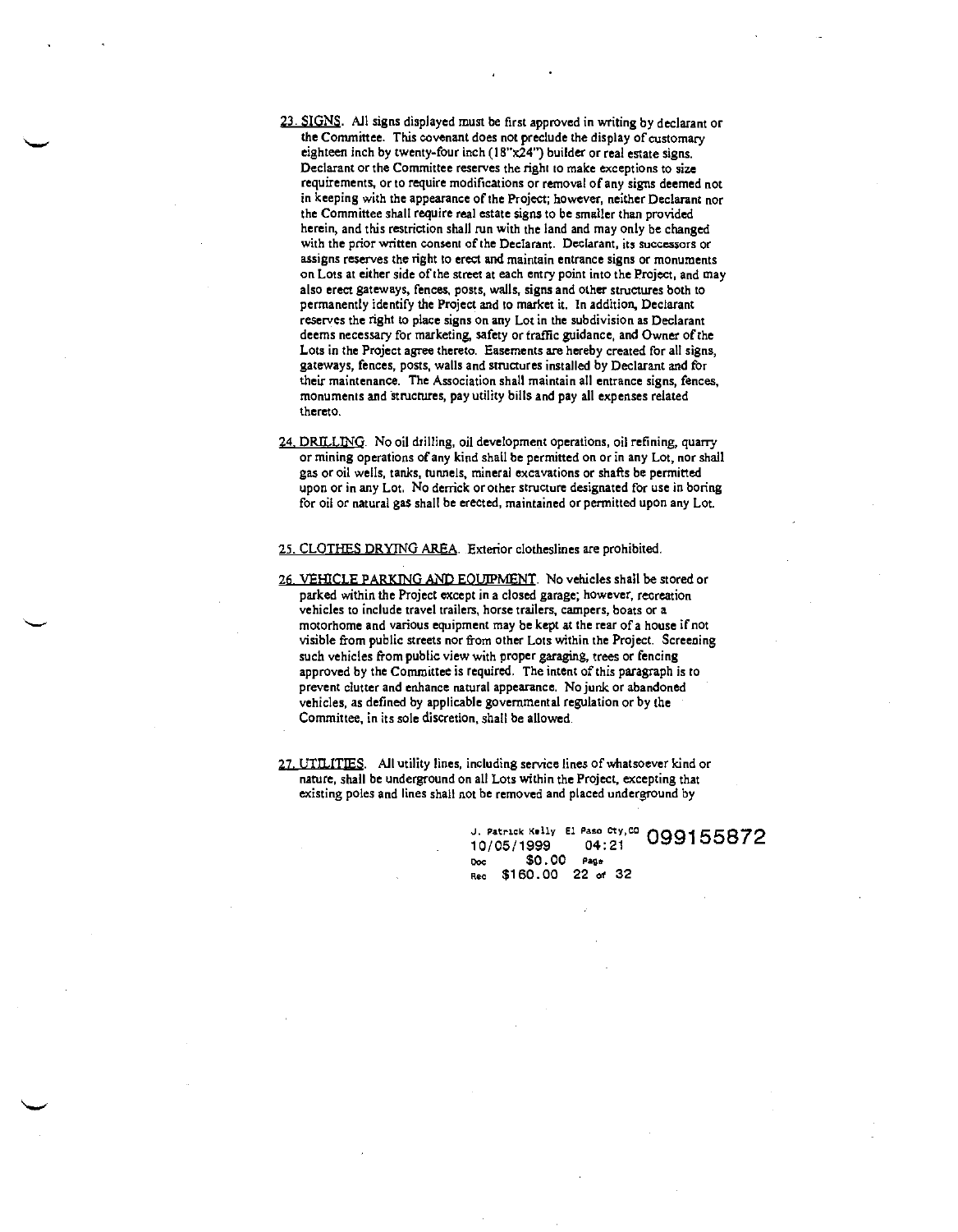23. <u>SIGNS</u>. All signs displayed must be first approved in writing by declarant or the Committee. This covenant does not preclude the display of customary eighteen inch by twenty-four inch (18"x24") builder or real estate signs. Declarant or the Committee reserves the right to make exceptions to size requirements, or to require modifications or removal of any signs deemed not in keeping with the appearance of the Project; however, neither Declarant nor the Committee shall require real estate signs to be smaller than provided herein, and this restriction shall run with the land and may only be changed with the prior written consent of the Declarant. Declarant, its successors or assigns reserves the right to erect and maintain entrance signs or monuments on Lots at either side of the street at each entry point into the Project, and may also erect gateways, fences, posts, walls, signs and other structures both to permanently identify the Project and to market it. In addition, Declarant reserves the right to place signs on any Lot in the subdivision as Declarant deems necessary for marketing, safety or traffic guidance, and Owner of the Lots in the Project agree thereto. Easements are hereby created for all signs, gateways, fences, posts, walls and structures installed by Declarant and for their maintenance. The Association shall maintain all entrance signs, fences, monuments and structures, pay utility bills and pay all expenses related thereto.

24. <u>DRILLING</u>. No oil drilling, oil development operations, oil refining, quarry or mining operations of any kind shall be permitted on or in any Lot, nor shall gas or oil wells, tanks, tunnels, mineral excavations or shafts be permitted upon or in any Lot. No derrick or other structure designated for use in boring for oil or natural gas shall be erected, maintained or permitted upon any Lot.

25. <u>CLOTHES DRYING AREA</u>. Exterior clotheslines are prohibited.

26. <u>VEHICLE PARKING AND EQUIPMENT</u>. No vehicles shall be stored or parked within the Project except in a closed garage; however, recreation vehicles to include travel trailers, horse trailers, campers, boats or a motorhome and various equipment may be kept at the rear of a house if not visible from public streets nor from other Lots within the Project. Screening such vehicles from public view with proper garaging, trees or fencing approved by the Committee is required. The intent of this paragraph is to prevent clutter and enhance natural appearance. No junk or abandoned vehicles, as defined by applicable governmental regulation or by the Committee, in its sole discretion, shall be allowed.

27. <u>UTILITIES</u>. All utility lines, including service lines of whatsoever kind or nature, shall be underground on all Lots within the Project, excepting that existing poles and lines shall not be removed and placed underground by

J. Patrick Kelly El Paso Cty,CO 099155872
10/05/1999 04:21
Doc $0.00 Page
Rec $160.00 22 of 32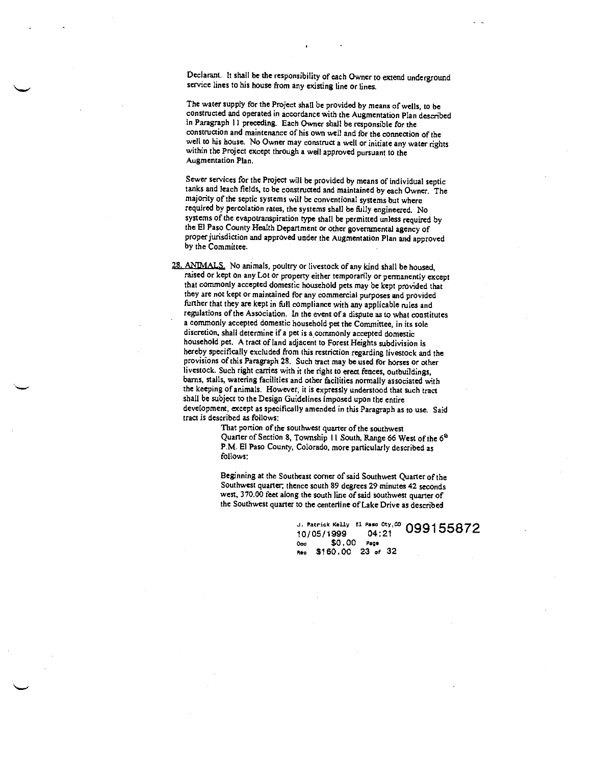Declarant. It shall be the responsibility of each Owner to extend underground service lines to his house from any existing line or lines.

The water supply for the Project shall be provided by means of wells, to be constructed and operated in accordance with the Augmentation Plan described in Paragraph 11 preceding. Each Owner shall be responsible for the construction and maintenance of his own well and for the connection of the well to his house. No Owner may construct a well or initiate any water rights within the Project except through a well approved pursuant to the Augmentation Plan.

Sewer services for the Project will be provided by means of individual septic tanks and leach fields, to be constructed and maintained by each Owner. The majority of the septic systems will be conventional systems but where required by percolation rates, the systems shall be fully engineered. No systems of the evapotranspiration type shall be permitted unless required by the El Paso County Health Department or other governmental agency of proper jurisdiction and approved under the Augmentation Plan and approved by the Committee.

28. ANIMALS. No animals, poultry or livestock of any kind shall be housed, raised or kept on any Lot or property either temporarily or permanently except that commonly accepted domestic household pets may be kept provided that they are not kept or maintained for any commercial purposes and provided further that they are kept in full compliance with any applicable rules and regulations of the Association. In the event of a dispute as to what constitutes a commonly accepted domestic household pet the Committee, in its sole discretion, shall determine if a pet is a commonly accepted domestic household pet. A tract of land adjacent to Forest Heights subdivision is hereby specifically excluded from this restriction regarding livestock and the provisions of this Paragraph 28. Such tract may be used for horses or other livestock. Such right carries with it the right to erect fences, outbuildings, barns, stalls, watering facilities and other facilities normally associated with the keeping of animals. However, it is expressly understood that such tract shall be subject to the Design Guidelines imposed upon the entire development, except as specifically amended in this Paragraph as to use. Said tract is described as follows:

> That portion of the southwest quarter of the southwest Quarter of Section 8, Township 11 South, Range 66 West of the 6th P.M. El Paso County, Colorado, more particularly described as follows:
>
> Beginning at the Southeast corner of said Southwest Quarter of the Southwest quarter; thence south 89 degrees 29 minutes 42 seconds west, 370.00 feet along the south line of said southwest quarter of the Southwest quarter to the centerline of Lake Drive as described

J. Patrick Kelly El Paso Cty,CO 099155872
10/05/1999 04:21
Doc $0.00 Page
Rec $160.00 23 of 32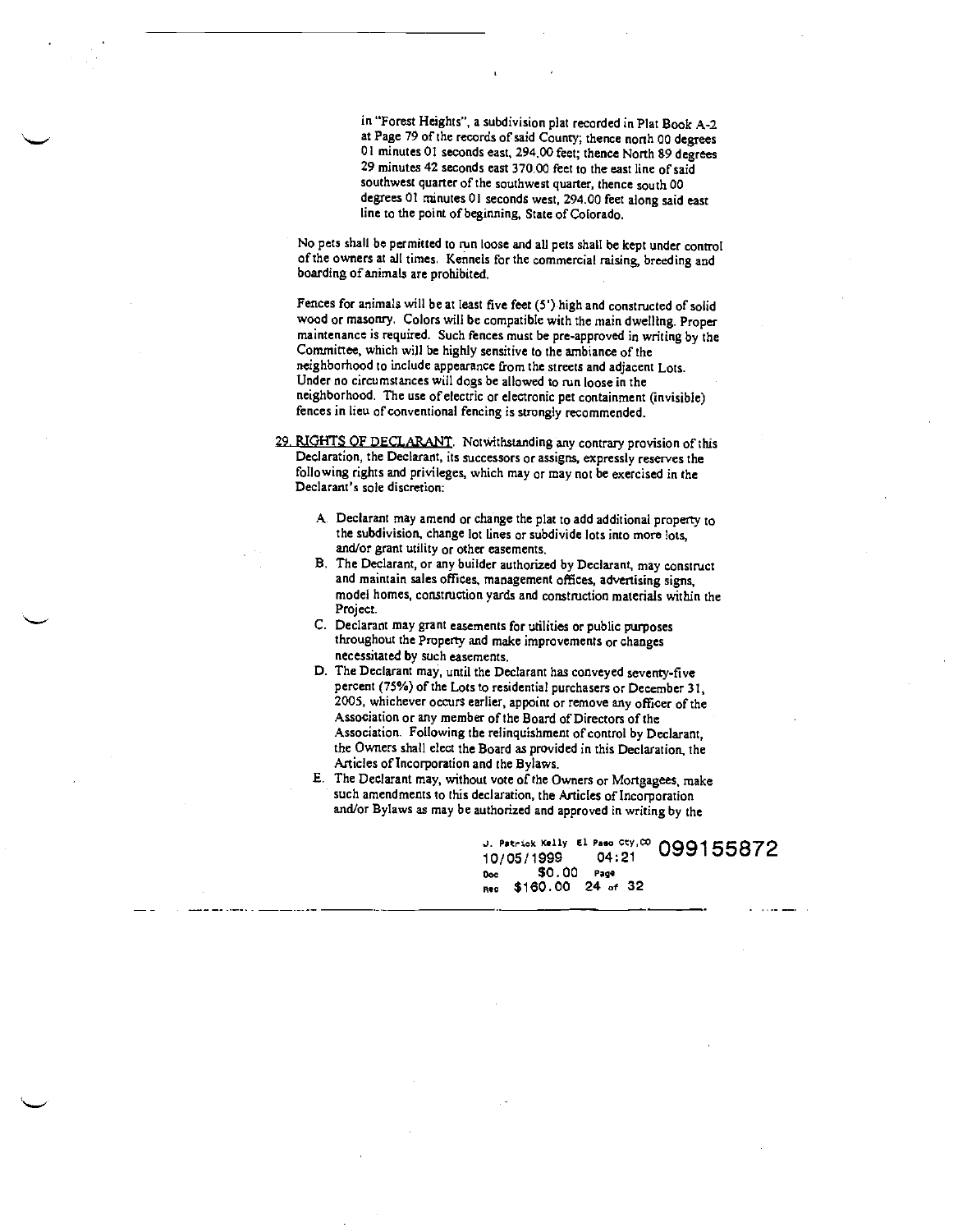in "Forest Heights", a subdivision plat recorded in Plat Book A-2 at Page 79 of the records of said County; thence north 00 degrees 01 minutes 01 seconds east, 294.00 feet; thence North 89 degrees 29 minutes 42 seconds east 370.00 feet to the east line of said southwest quarter of the southwest quarter, thence south 00 degrees 01 minutes 01 seconds west, 294.00 feet along said east line to the point of beginning, State of Colorado.

No pets shall be permitted to run loose and all pets shall be kept under control of the owners at all times. Kennels for the commercial raising, breeding and boarding of animals are prohibited.

Fences for animals will be at least five feet (5') high and constructed of solid wood or masonry. Colors will be compatible with the main dwelling. Proper maintenance is required. Such fences must be pre-approved in writing by the Committee, which will be highly sensitive to the ambiance of the neighborhood to include appearance from the streets and adjacent Lots. Under no circumstances will dogs be allowed to run loose in the neighborhood. The use of electric or electronic pet containment (invisible) fences in lieu of conventional fencing is strongly recommended.

29. RIGHTS OF DECLARANT. Notwithstanding any contrary provision of this Declaration, the Declarant, its successors or assigns, expressly reserves the following rights and privileges, which may or may not be exercised in the Declarant's sole discretion:

A. Declarant may amend or change the plat to add additional property to the subdivision, change lot lines or subdivide lots into more lots, and/or grant utility or other easements.

B. The Declarant, or any builder authorized by Declarant, may construct and maintain sales offices, management offices, advertising signs, model homes, construction yards and construction materials within the Project.

C. Declarant may grant easements for utilities or public purposes throughout the Property and make improvements or changes necessitated by such easements.

D. The Declarant may, until the Declarant has conveyed seventy-five percent (75%) of the Lots to residential purchasers or December 31, 2005, whichever occurs earlier, appoint or remove any officer of the Association or any member of the Board of Directors of the Association. Following the relinquishment of control by Declarant, the Owners shall elect the Board as provided in this Declaration, the Articles of Incorporation and the Bylaws.

E. The Declarant may, without vote of the Owners or Mortgagees, make such amendments to this declaration, the Articles of Incorporation and/or Bylaws as may be authorized and approved in writing by the

J. Patrick Kelly El Paso Cty,CO 099155872
10/05/1999 04:21
Doc $0.00 Page
Rec $160.00 24 of 32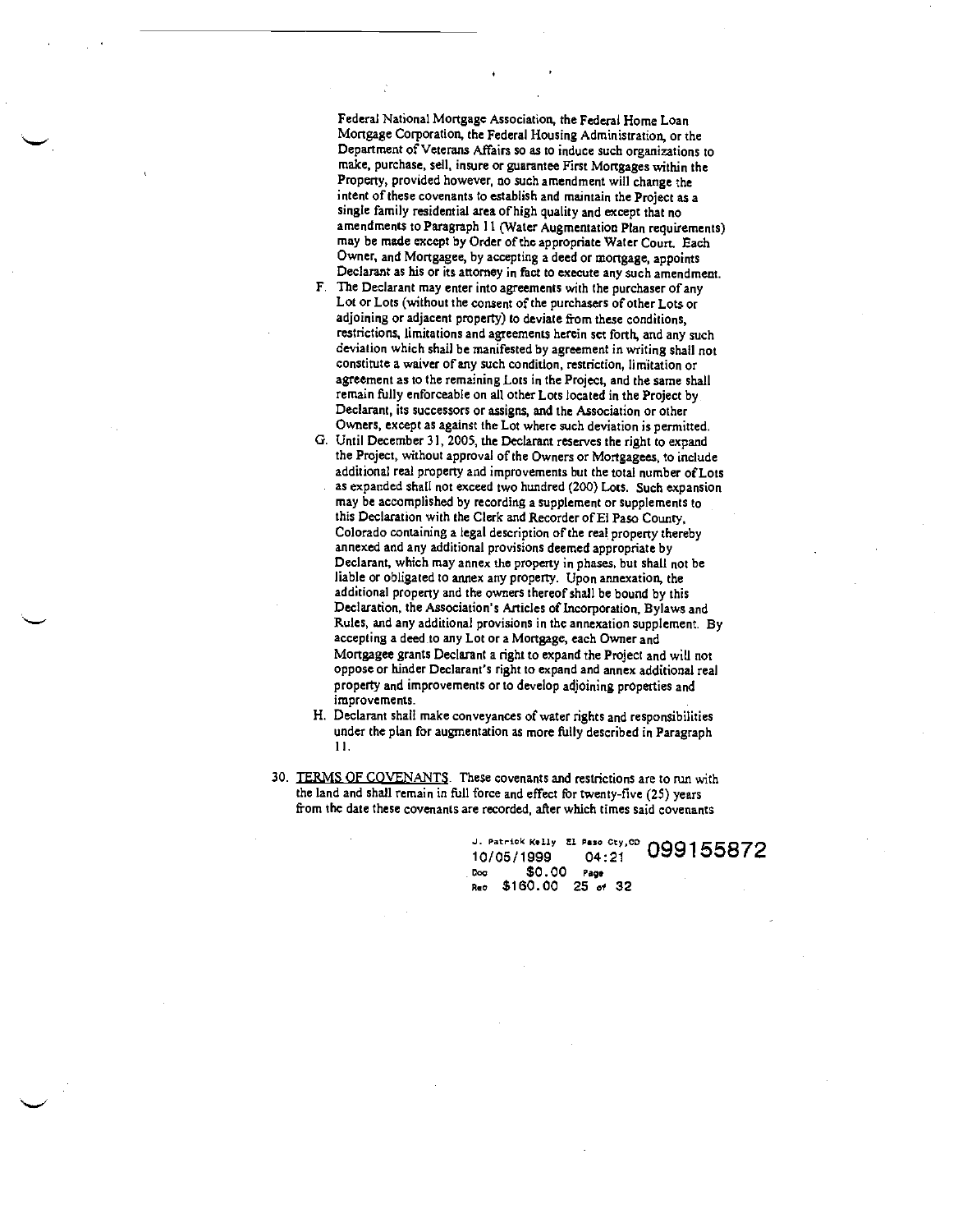Federal National Mortgage Association, the Federal Home Loan Mortgage Corporation, the Federal Housing Administration, or the Department of Veterans Affairs so as to induce such organizations to make, purchase, sell, insure or guarantee First Mortgages within the Property, provided however, no such amendment will change the intent of these covenants to establish and maintain the Project as a single family residential area of high quality and except that no amendments to Paragraph 11 (Water Augmentation Plan requirements) may be made except by Order of the appropriate Water Court. Each Owner, and Mortgagee, by accepting a deed or mortgage, appoints Declarant as his or its attorney in fact to execute any such amendment.

F. The Declarant may enter into agreements with the purchaser of any Lot or Lots (without the consent of the purchasers of other Lots or adjoining or adjacent property) to deviate from these conditions, restrictions, limitations and agreements herein set forth, and any such deviation which shall be manifested by agreement in writing shall not constitute a waiver of any such condition, restriction, limitation or agreement as to the remaining Lots in the Project, and the same shall remain fully enforceable on all other Lots located in the Project by Declarant, its successors or assigns, and the Association or other Owners, except as against the Lot where such deviation is permitted.

G. Until December 31, 2005, the Declarant reserves the right to expand the Project, without approval of the Owners or Mortgagees, to include additional real property and improvements but the total number of Lots as expanded shall not exceed two hundred (200) Lots. Such expansion may be accomplished by recording a supplement or supplements to this Declaration with the Clerk and Recorder of El Paso County, Colorado containing a legal description of the real property thereby annexed and any additional provisions deemed appropriate by Declarant, which may annex the property in phases, but shall not be liable or obligated to annex any property. Upon annexation, the additional property and the owners thereof shall be bound by this Declaration, the Association's Articles of Incorporation, Bylaws and Rules, and any additional provisions in the annexation supplement. By accepting a deed to any Lot or a Mortgage, each Owner and Mortgagee grants Declarant a right to expand the Project and will not oppose or hinder Declarant's right to expand and annex additional real property and improvements or to develop adjoining properties and improvements.

H. Declarant shall make conveyances of water rights and responsibilities under the plan for augmentation as more fully described in Paragraph 11.

30. <u>TERMS OF COVENANTS</u>. These covenants and restrictions are to run with the land and shall remain in full force and effect for twenty-five (25) years from the date these covenants are recorded, after which times said covenants

J. Patrick Kelly El Paso Cty,CO 099155872
10/05/1999 04:21
Doc $0.00 Page
Rec $160.00 25 of 32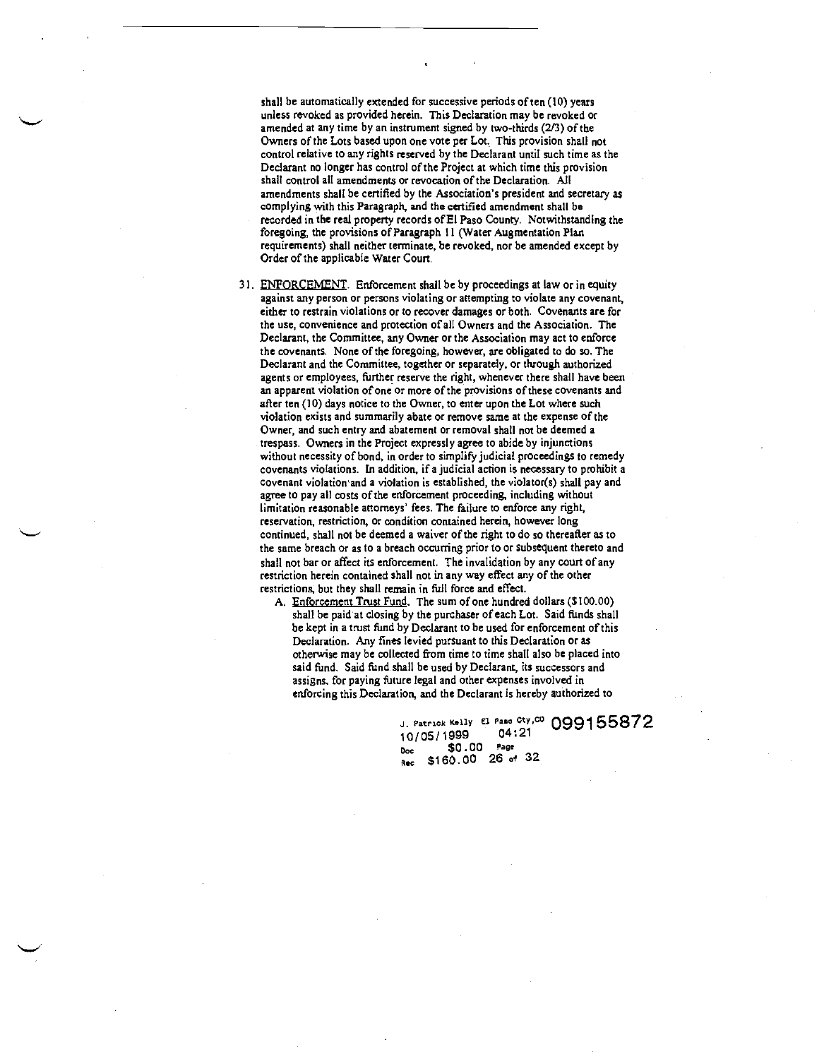shall be automatically extended for successive periods of ten (10) years unless revoked as provided herein. This Declaration may be revoked or amended at any time by an instrument signed by two-thirds (2/3) of the Owners of the Lots based upon one vote per Lot. This provision shall not control relative to any rights reserved by the Declarant until such time as the Declarant no longer has control of the Project at which time this provision shall control all amendments or revocation of the Declaration. All amendments shall be certified by the Association's president and secretary as complying with this Paragraph, and the certified amendment shall be recorded in the real property records of El Paso County. Notwithstanding the foregoing, the provisions of Paragraph 11 (Water Augmentation Plan requirements) shall neither terminate, be revoked, nor be amended except by Order of the applicable Water Court.

31. <u>ENFORCEMENT</u>. Enforcement shall be by proceedings at law or in equity against any person or persons violating or attempting to violate any covenant, either to restrain violations or to recover damages or both. Covenants are for the use, convenience and protection of all Owners and the Association. The Declarant, the Committee, any Owner or the Association may act to enforce the covenants. None of the foregoing, however, are obligated to do so. The Declarant and the Committee, together or separately, or through authorized agents or employees, further reserve the right, whenever there shall have been an apparent violation of one or more of the provisions of these covenants and after ten (10) days notice to the Owner, to enter upon the Lot where such violation exists and summarily abate or remove same at the expense of the Owner, and such entry and abatement or removal shall not be deemed a trespass. Owners in the Project expressly agree to abide by injunctions without necessity of bond, in order to simplify judicial proceedings to remedy covenants violations. In addition, if a judicial action is necessary to prohibit a covenant violation and a violation is established, the violator(s) shall pay and agree to pay all costs of the enforcement proceeding, including without limitation reasonable attorneys' fees. The failure to enforce any right, reservation, restriction, or condition contained herein, however long continued, shall not be deemed a waiver of the right to do so thereafter as to the same breach or as to a breach occurring prior to or subsequent thereto and shall not bar or affect its enforcement. The invalidation by any court of any restriction herein contained shall not in any way effect any of the other restrictions, but they shall remain in full force and effect.

   A. <u>Enforcement Trust Fund</u>. The sum of one hundred dollars ($100.00) shall be paid at closing by the purchaser of each Lot. Said funds shall be kept in a trust fund by Declarant to be used for enforcement of this Declaration. Any fines levied pursuant to this Declaration or as otherwise may be collected from time to time shall also be placed into said fund. Said fund shall be used by Declarant, its successors and assigns, for paying future legal and other expenses involved in enforcing this Declaration, and the Declarant is hereby authorized to

J. Patrick Kelly El Paso Cty,CO 099155872
10/05/1999 04:21
Doc $0.00 Page
Rec $160.00 26 of 32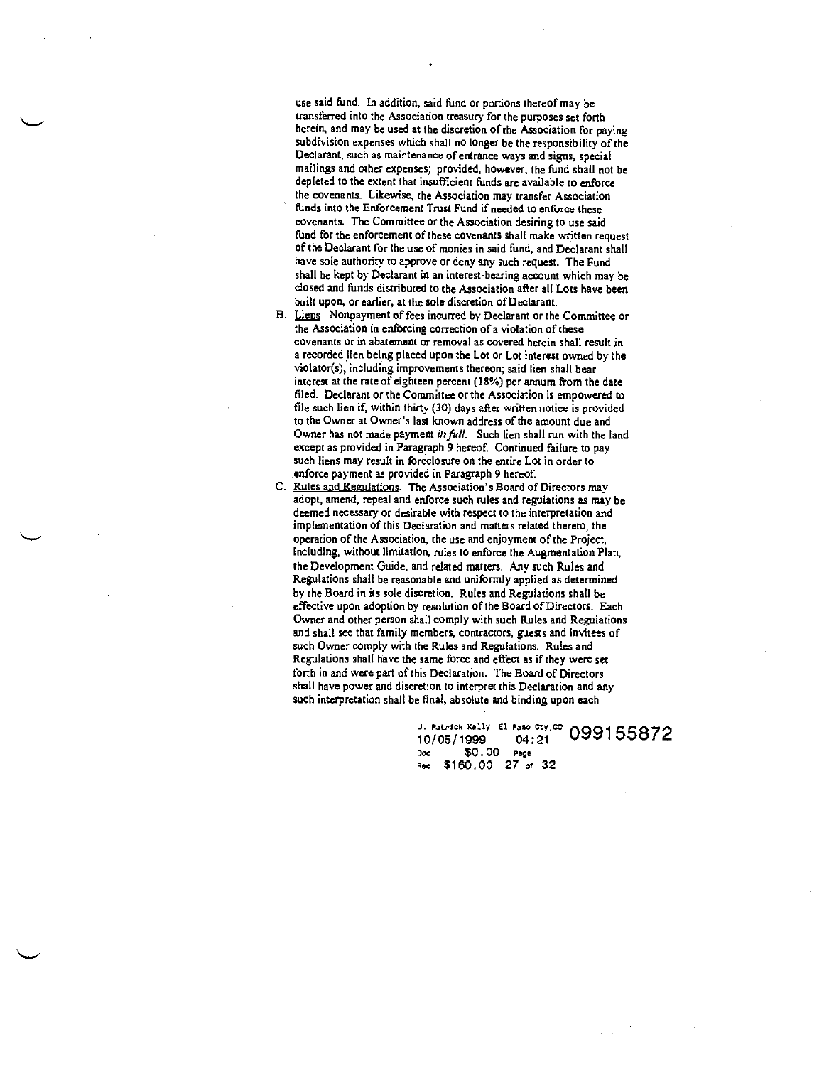use said fund. In addition, said fund or portions thereof may be transferred into the Association treasury for the purposes set forth herein, and may be used at the discretion of the Association for paying subdivision expenses which shall no longer be the responsibility of the Declarant, such as maintenance of entrance ways and signs, special mailings and other expenses; provided, however, the fund shall not be depleted to the extent that insufficient funds are available to enforce the covenants. Likewise, the Association may transfer Association funds into the Enforcement Trust Fund if needed to enforce these covenants. The Committee or the Association desiring to use said fund for the enforcement of these covenants shall make written request of the Declarant for the use of monies in said fund, and Declarant shall have sole authority to approve or deny any such request. The Fund shall be kept by Declarant in an interest-bearing account which may be closed and funds distributed to the Association after all Lots have been built upon, or earlier, at the sole discretion of Declarant.

B. Liens. Nonpayment of fees incurred by Declarant or the Committee or the Association in enforcing correction of a violation of these covenants or in abatement or removal as covered herein shall result in a recorded lien being placed upon the Lot or Lot interest owned by the violator(s), including improvements thereon; said lien shall bear interest at the rate of eighteen percent (18%) per annum from the date filed. Declarant or the Committee or the Association is empowered to file such lien if, within thirty (30) days after written notice is provided to the Owner at Owner's last known address of the amount due and Owner has not made payment *in full*. Such lien shall run with the land except as provided in Paragraph 9 hereof. Continued failure to pay such liens may result in foreclosure on the entire Lot in order to enforce payment as provided in Paragraph 9 hereof.

C. Rules and Regulations. The Association's Board of Directors may adopt, amend, repeal and enforce such rules and regulations as may be deemed necessary or desirable with respect to the interpretation and implementation of this Declaration and matters related thereto, the operation of the Association, the use and enjoyment of the Project, including, without limitation, rules to enforce the Augmentation Plan, the Development Guide, and related matters. Any such Rules and Regulations shall be reasonable and uniformly applied as determined by the Board in its sole discretion. Rules and Regulations shall be effective upon adoption by resolution of the Board of Directors. Each Owner and other person shall comply with such Rules and Regulations and shall see that family members, contractors, guests and invitees of such Owner comply with the Rules and Regulations. Rules and Regulations shall have the same force and effect as if they were set forth in and were part of this Declaration. The Board of Directors shall have power and discretion to interpret this Declaration and any such interpretation shall be final, absolute and binding upon each

J. Patrick Kelly El Paso Cty,CO 099155872
10/05/1999 04:21
Doc $0.00 Page
Rec $160.00 27 of 32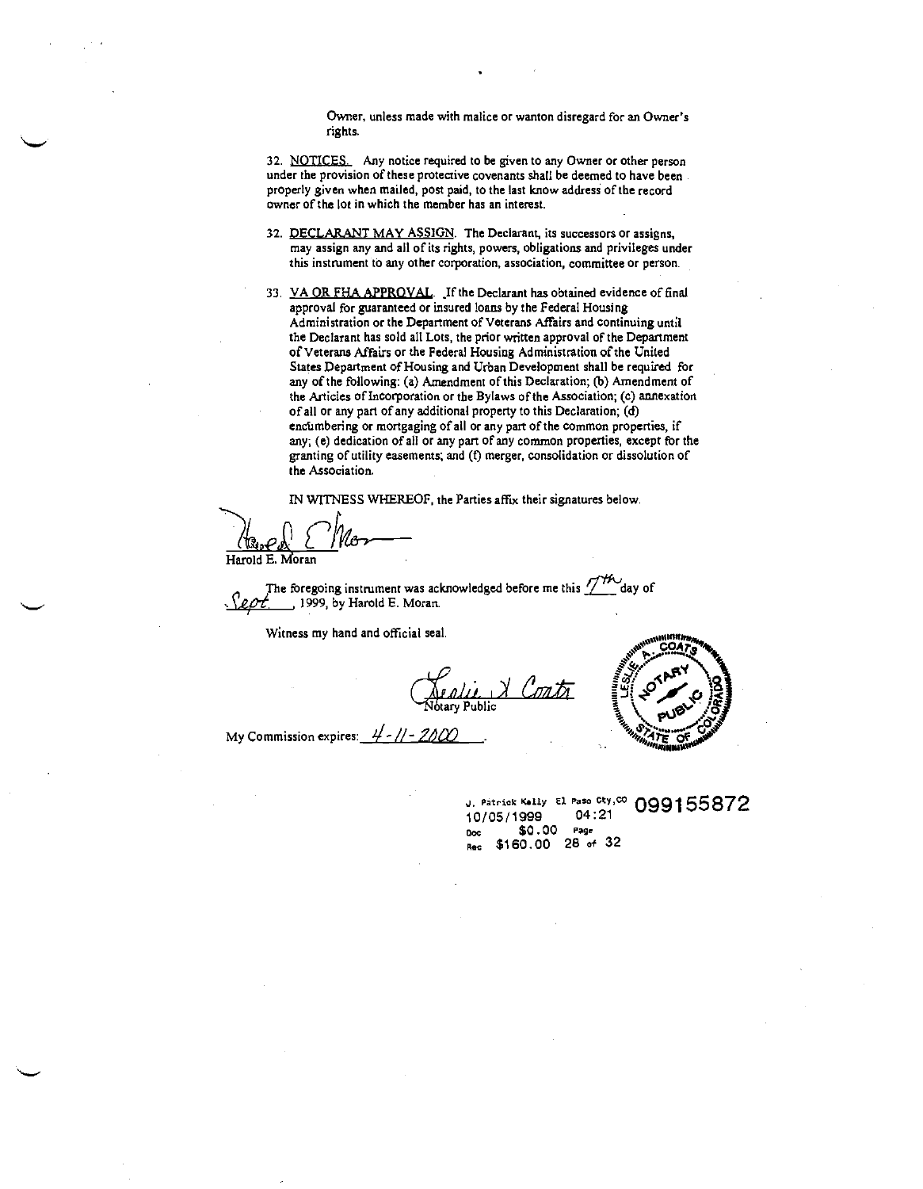Owner, unless made with malice or wanton disregard for an Owner's rights.

32. NOTICES. Any notice required to be given to any Owner or other person under the provision of these protective covenants shall be deemed to have been properly given when mailed, post paid, to the last know address of the record owner of the lot in which the member has an interest.

32. DECLARANT MAY ASSIGN. The Declarant, its successors or assigns, may assign any and all of its rights, powers, obligations and privileges under this instrument to any other corporation, association, committee or person.

33. VA OR FHA APPROVAL. If the Declarant has obtained evidence of final approval for guaranteed or insured loans by the Federal Housing Administration or the Department of Veterans Affairs and continuing until the Declarant has sold all Lots, the prior written approval of the Department of Veterans Affairs or the Federal Housing Administration of the United States Department of Housing and Urban Development shall be required for any of the following: (a) Amendment of this Declaration; (b) Amendment of the Articles of Incorporation or the Bylaws of the Association; (c) annexation of all or any part of any additional property to this Declaration; (d) encumbering or mortgaging of all or any part of the common properties, if any; (e) dedication of all or any part of any common properties, except for the granting of utility easements; and (f) merger, consolidation or dissolution of the Association.

IN WITNESS WHEREOF, the Parties affix their signatures below.

Harold E. Moran

The foregoing instrument was acknowledged before me this 7th day of Sept., 1999, by Harold E. Moran.

Witness my hand and official seal.

Notary Public

My Commission expires: 4-11-2000

LESLIE A. COATS NOTARY PUBLIC STATE OF COLORADO

J. Patrick Kelly El Paso Cty,CO 099155872
10/05/1999 04:21
Doc $0.00 Page
Rec $160.00 28 of 32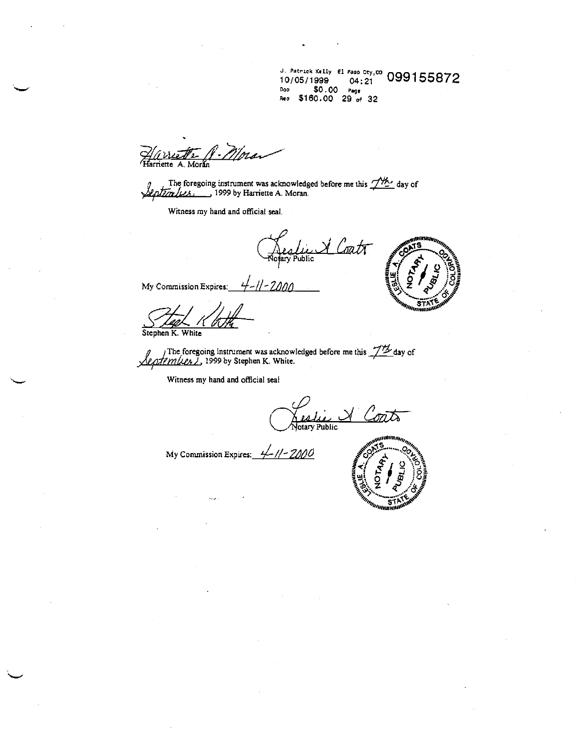J. Patrick Kelly El Paso Cty,CO 10/05/1999 04:21 099155872
Doc $0.00 Page
Rec $160.00 29 of 32

Harriette A. Moran

Harriette A. Moran

The foregoing instrument was acknowledged before me this 7th day of September, 1999 by Harriette A. Moran.

Witness my hand and official seal.

Leslie A. Coats
Notary Public

My Commission Expires: 4-11-2000

LESLIE A. COATS NOTARY PUBLIC STATE OF COLORADO

Stephen K. White

Stephen K. White

The foregoing instrument was acknowledged before me this 7th day of September, 1999 by Stephen K. White.

Witness my hand and official seal

Leslie A. Coats
Notary Public

My Commission Expires: 4-11-2000

LESLIE A. COATS NOTARY PUBLIC STATE OF COLORADO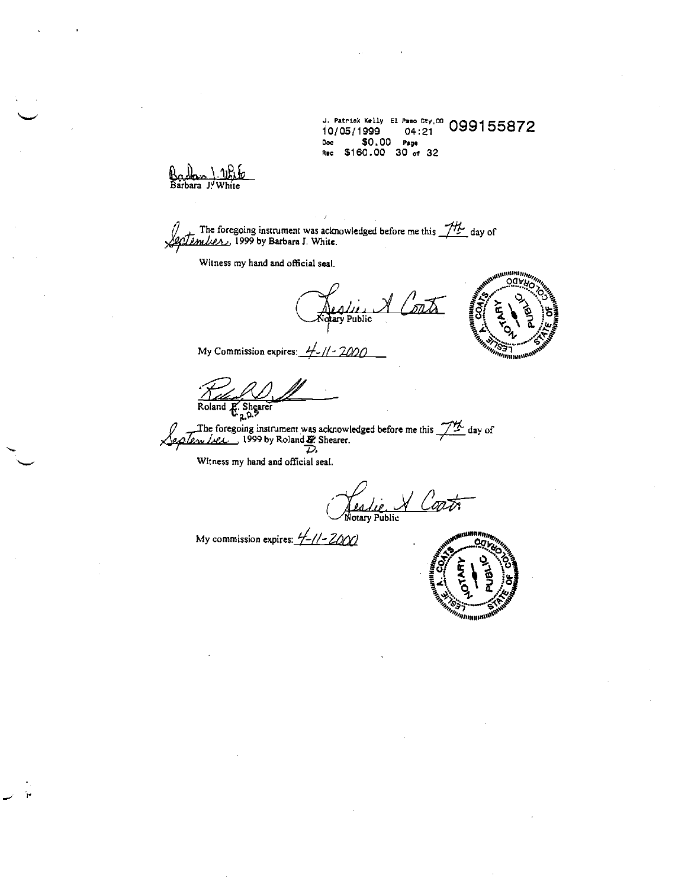J. Patrick Kelly El Paso Cty,CO 099155872
10/05/1999 04:21
Doc $0.00 Page
Rec $160.00 30 of 32

Barbara J. White

The foregoing instrument was acknowledged before me this 7th day of September, 1999 by Barbara J. White.

Witness my hand and official seal.

Notary Public

LESLIE A. COATS NOTARY PUBLIC STATE OF COLORADO

My Commission expires: 4-11-2000

Roland E. Shearer
D. R.D.S

The foregoing instrument was acknowledged before me this 7th day of September, 1999 by Roland E. Shearer.
D.

Witness my hand and official seal.

Notary Public

My commission expires: 4-11-2000

LESLIE A. COATS NOTARY PUBLIC STATE OF COLORADO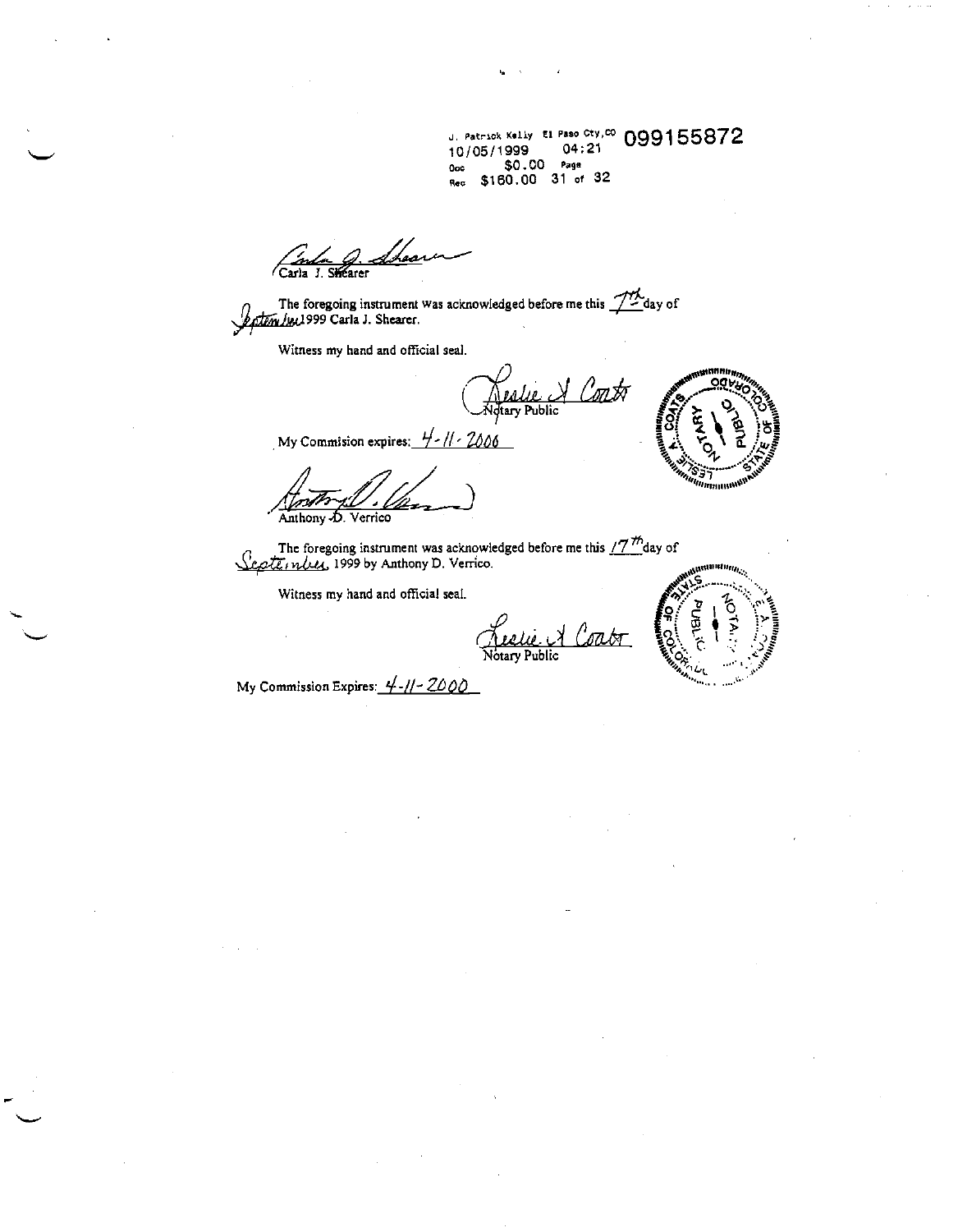J. Patrick Kelly El Paso Cty,CO 099155872
10/05/1999 04:21
Doc $0.00 Page
Rec $160.00 31 of 32

Carla J. Shearer

The foregoing instrument was acknowledged before me this 7th day of September 1999 Carla J. Shearer.

Witness my hand and official seal.

Leslie A Coats
Notary Public

My Commision expires: 4-11-2000

Anthony D. Verrico

The foregoing instrument was acknowledged before me this 17th day of September, 1999 by Anthony D. Verrico.

Witness my hand and official seal.

Leslie A Coats
Notary Public

My Commission Expires: 4-11-2000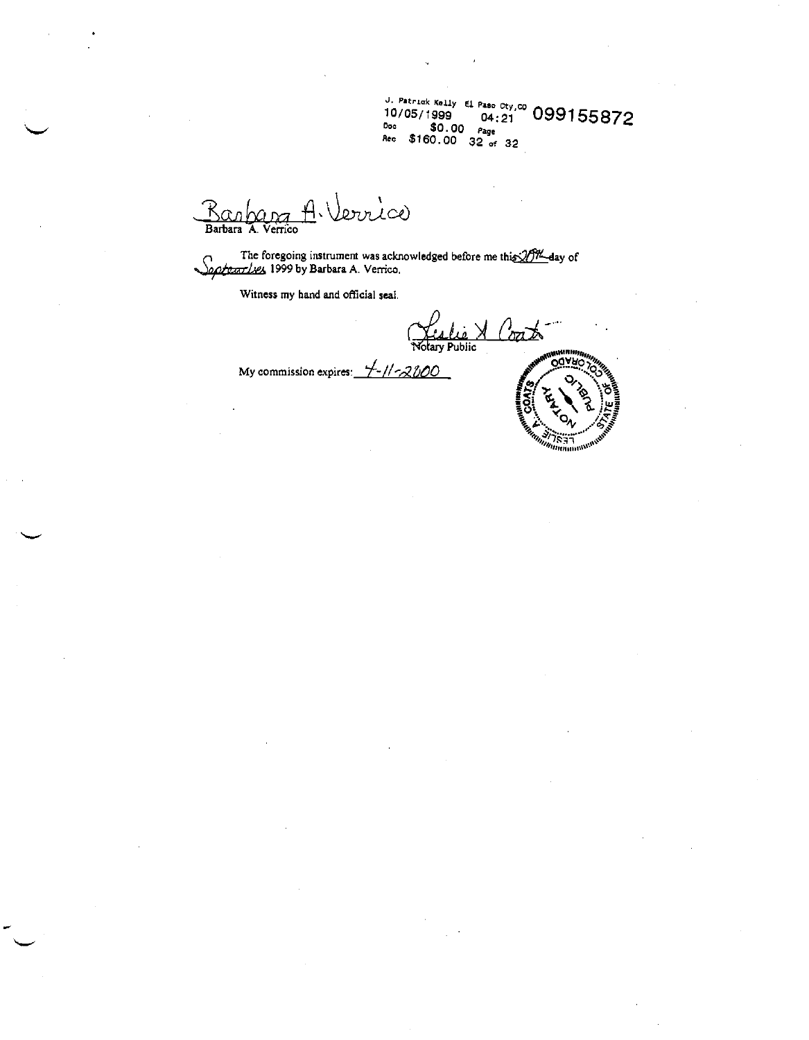J. Patrick Kelly El Paso Cty,CO
10/05/1999 04:21 099155872
Doc $0.00 Page
Rec $160.00 32 of 32

Barbara A. Verrico
Barbara A. Verrico

The foregoing instrument was acknowledged before me this 28th day of September 1999 by Barbara A. Verrico.

Witness my hand and official seal.

Leslie A Coats
Notary Public

My commission expires: 4-11-2000

LESLIE A. COATS NOTARY PUBLIC STATE OF COLORADO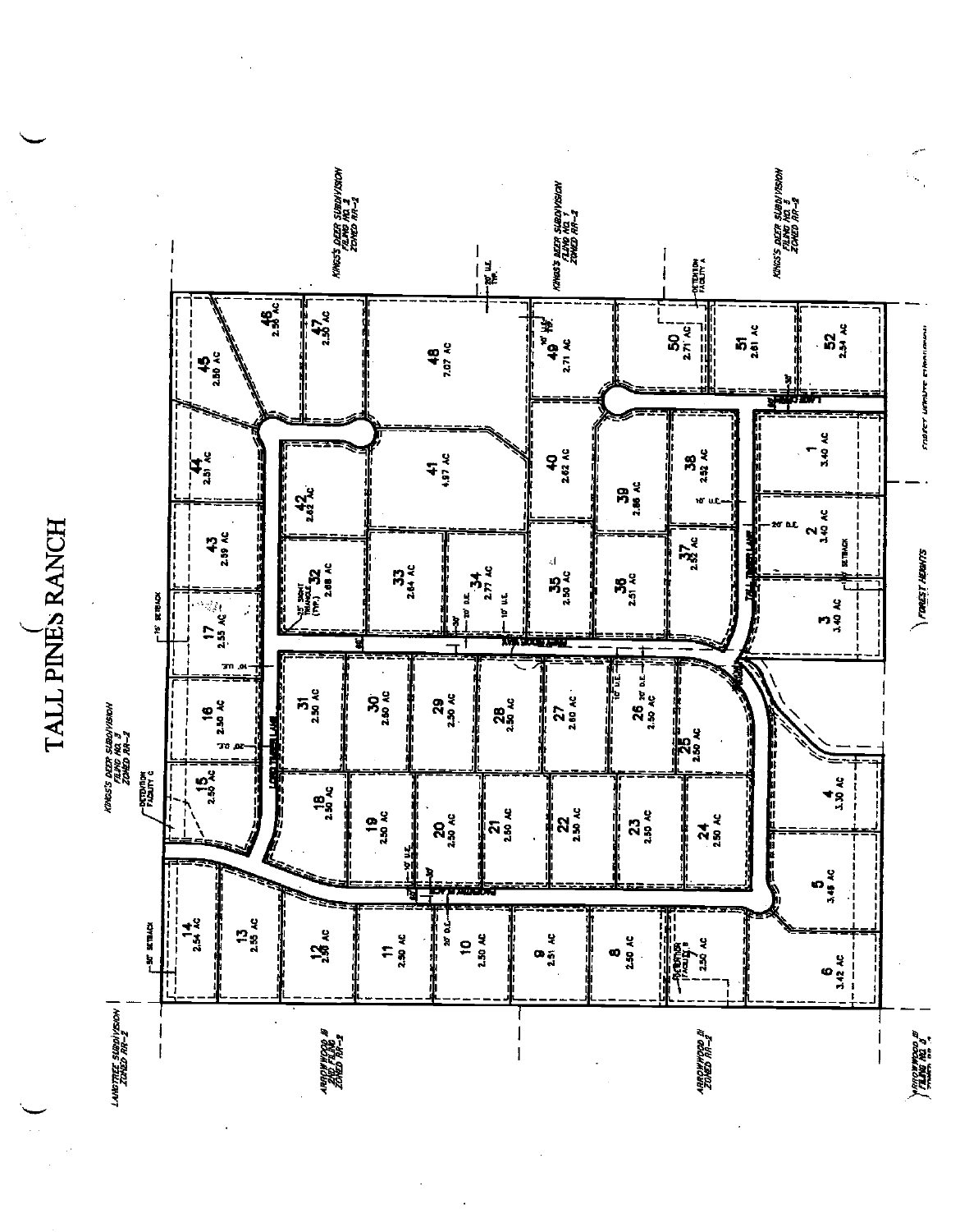# TALL PINES RANCH

KINGS'S DEER SUBDIVISION
FILING NO. 3
ZONED RR-2

DETENTION FACILITY C

KINGS'S DEER SUBDIVISION
FILING NO. 2
ZONED RR-2

KINGS'S DEER SUBDIVISION
FILING NO. 1
ZONED RR-2

DETENTION FACILITY A

KINGS'S DEER SUBDIVISION
FILING NO. 5
ZONED RR-2

LANGTREE SUBDIVISION
ZONED RR-2

ARROWWOOD III
2ND FILING
ZONED RR-2

ARROWWOOD II
ZONED RR-2

ARROWWOOD II
FILING NO. 3

FOREST HEIGHTS

1 3.40 AC
2 3.40 AC
3 3.40 AC
4 3.30 AC
5 3.48 AC
6 3.42 AC
7 2.50 AC
8 2.50 AC
9 2.51 AC
10 2.50 AC
11 2.50 AC
12 2.58 AC
13 2.55 AC
14 2.54 AC
15 2.50 AC
16 2.50 AC
17 2.55 AC
18 2.50 AC
19 2.50 AC
20 2.50 AC
21 2.50 AC
22 2.50 AC
23 2.50 AC
24 2.50 AC
25 2.50 AC
26 2.50 AC
27 2.50 AC
28 2.50 AC
29 2.50 AC
30 2.50 AC
31 2.50 AC
32 2.68 AC
33 2.64 AC
34 2.77 AC
35 2.50 AC
36 2.51 AC
37 2.52 AC
38 2.92 AC
39 2.86 AC
40 2.62 AC
41 4.97 AC
42 2.62 AC
43 2.59 AC
44 2.51 AC
45 2.50 AC
46 2.56 AC
47 2.50 AC
48 7.07 AC
49 2.71 AC
50 2.71 AC
51 2.61 AC
52 2.54 AC

50' SETBACK
75' SETBACK
SETBACK
20' SIGHT TRIANGLE (TYP.)
10' U.E.
20' D.E.
20' U.E. TYP.
DETENTION FACILITY B
TALL TIMBER LANE
LORD TIMBER LANE